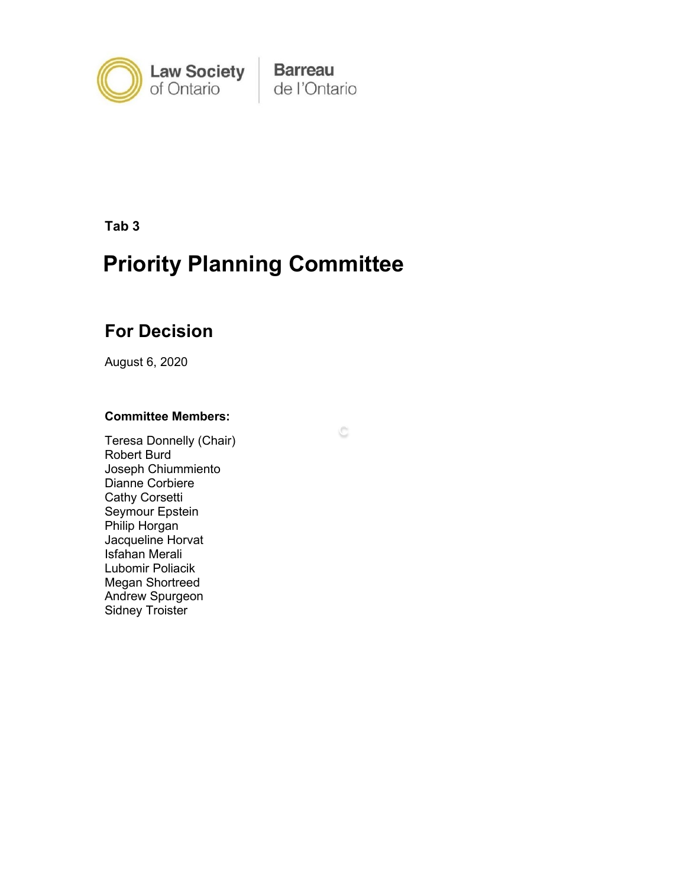Law Society of Ontario | Barreau de l'Ontario

**Tab 3**

# Priority Planning Committee

## For Decision

August 6, 2020

**Committee Members:**

Teresa Donnelly (Chair)
Robert Burd
Joseph Chiummiento
Dianne Corbiere
Cathy Corsetti
Seymour Epstein
Philip Horgan
Jacqueline Horvat
Isfahan Merali
Lubomir Poliacik
Megan Shortreed
Andrew Spurgeon
Sidney Troister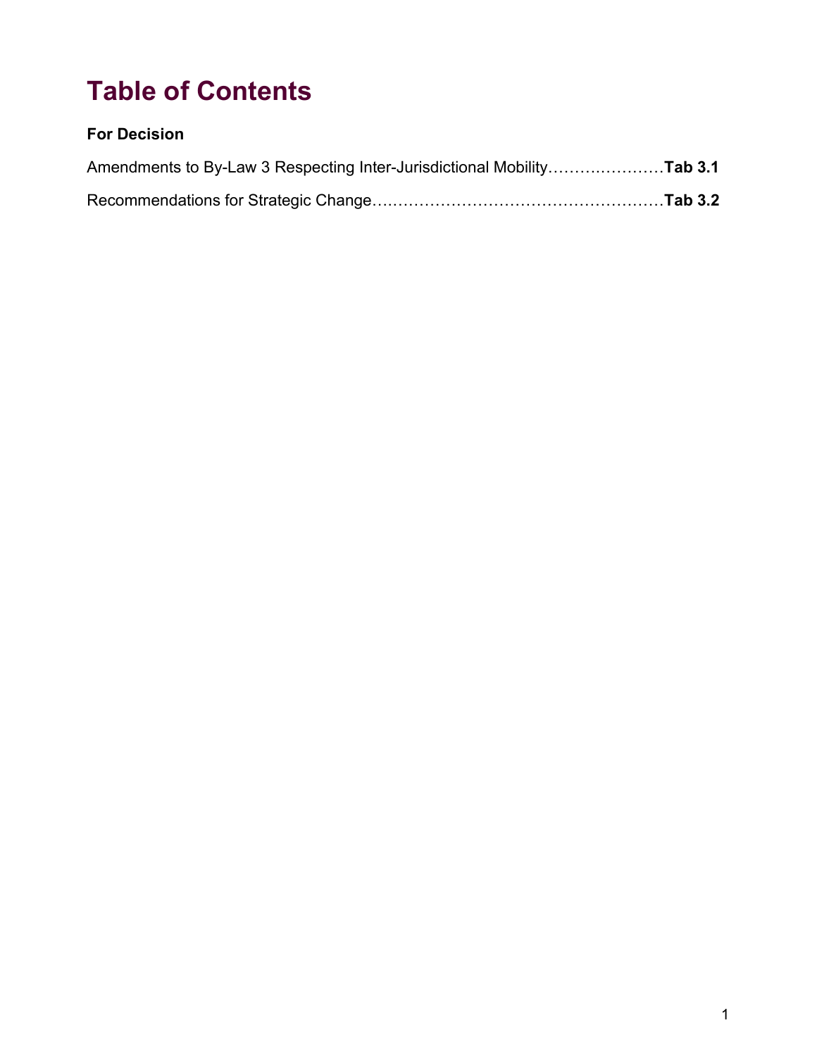# Table of Contents

**For Decision**

Amendments to By-Law 3 Respecting Inter-Jurisdictional Mobility…………………**Tab 3.1**

Recommendations for Strategic Change………………………………………………**Tab 3.2**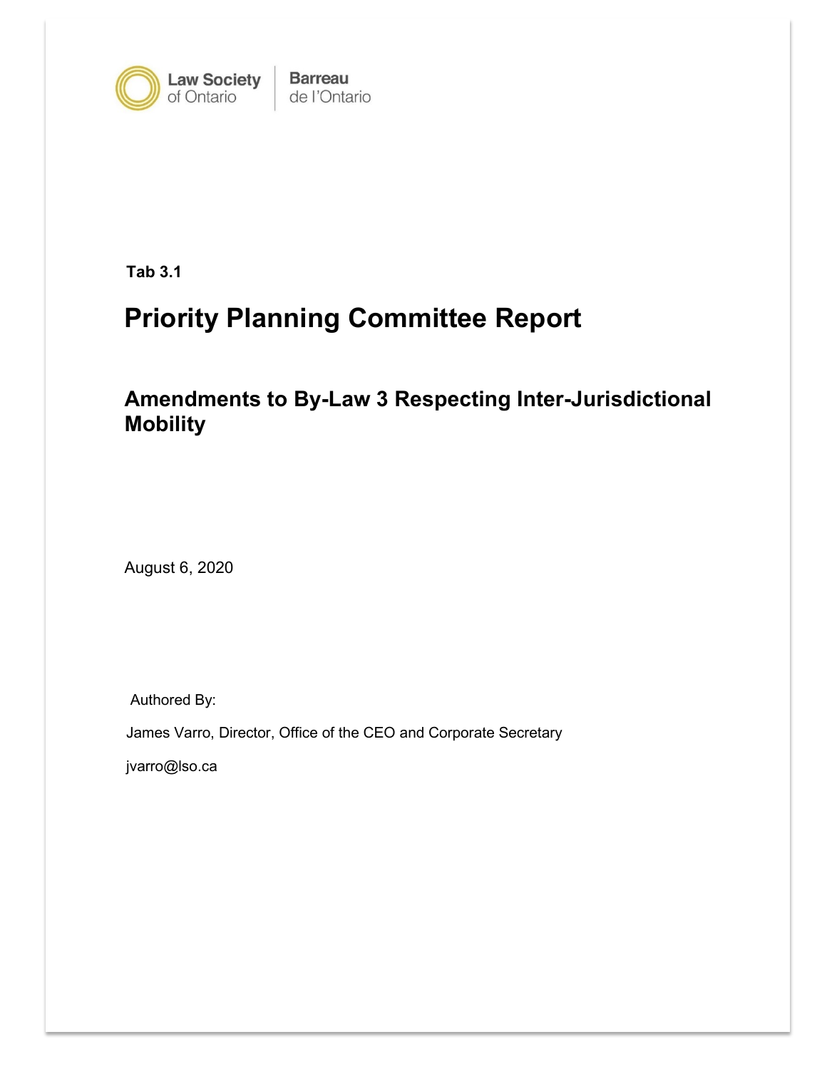Law Society of Ontario | Barreau de l'Ontario

**Tab 3.1**

# Priority Planning Committee Report

## Amendments to By-Law 3 Respecting Inter-Jurisdictional Mobility

August 6, 2020

Authored By:

James Varro, Director, Office of the CEO and Corporate Secretary

jvarro@lso.ca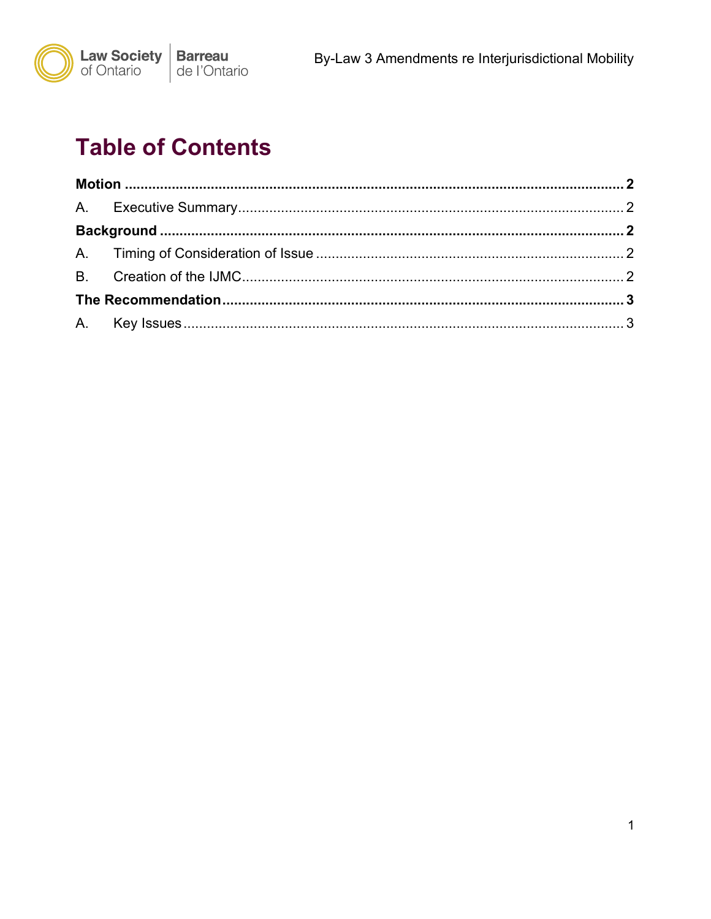# Table of Contents

**Motion** ..... **2**

A. Executive Summary ..... 2

**Background** ..... **2**

A. Timing of Consideration of Issue ..... 2

B. Creation of the IJMC ..... 2

**The Recommendation** ..... **3**

A. Key Issues ..... 3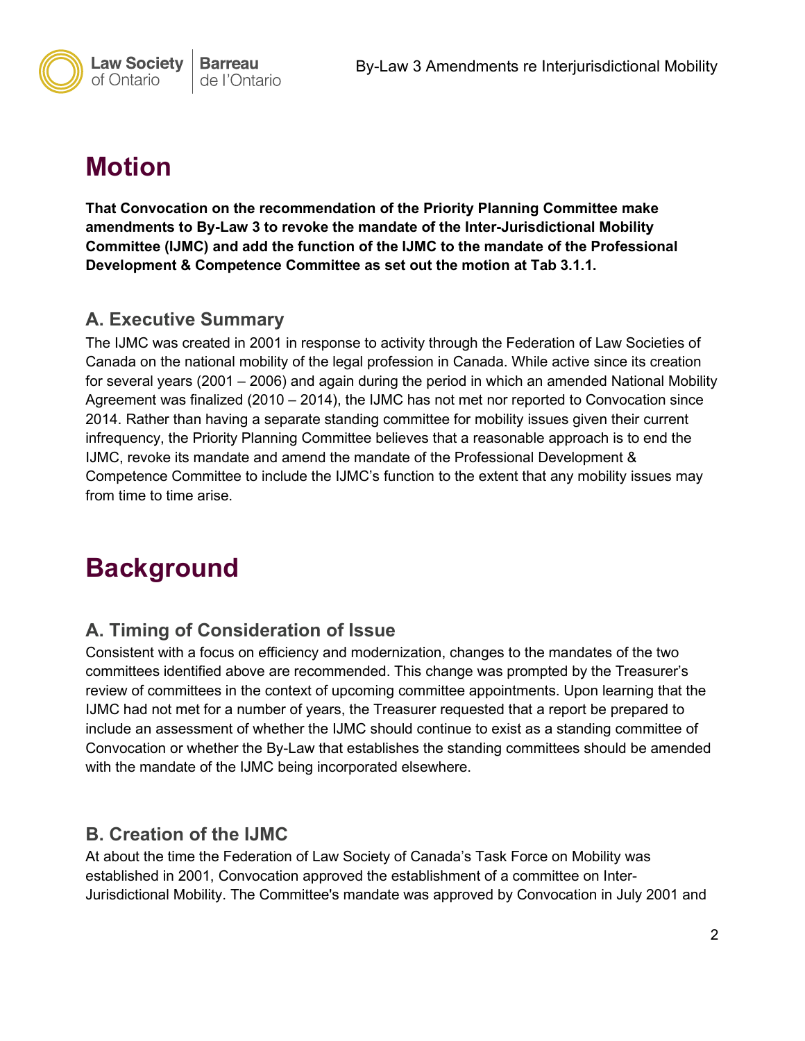# Motion

**That Convocation on the recommendation of the Priority Planning Committee make amendments to By-Law 3 to revoke the mandate of the Inter-Jurisdictional Mobility Committee (IJMC) and add the function of the IJMC to the mandate of the Professional Development & Competence Committee as set out the motion at Tab 3.1.1.**

## A. Executive Summary

The IJMC was created in 2001 in response to activity through the Federation of Law Societies of Canada on the national mobility of the legal profession in Canada. While active since its creation for several years (2001 – 2006) and again during the period in which an amended National Mobility Agreement was finalized (2010 – 2014), the IJMC has not met nor reported to Convocation since 2014. Rather than having a separate standing committee for mobility issues given their current infrequency, the Priority Planning Committee believes that a reasonable approach is to end the IJMC, revoke its mandate and amend the mandate of the Professional Development & Competence Committee to include the IJMC's function to the extent that any mobility issues may from time to time arise.

# Background

## A. Timing of Consideration of Issue

Consistent with a focus on efficiency and modernization, changes to the mandates of the two committees identified above are recommended. This change was prompted by the Treasurer's review of committees in the context of upcoming committee appointments. Upon learning that the IJMC had not met for a number of years, the Treasurer requested that a report be prepared to include an assessment of whether the IJMC should continue to exist as a standing committee of Convocation or whether the By-Law that establishes the standing committees should be amended with the mandate of the IJMC being incorporated elsewhere.

## B. Creation of the IJMC

At about the time the Federation of Law Society of Canada's Task Force on Mobility was established in 2001, Convocation approved the establishment of a committee on Inter-Jurisdictional Mobility. The Committee's mandate was approved by Convocation in July 2001 and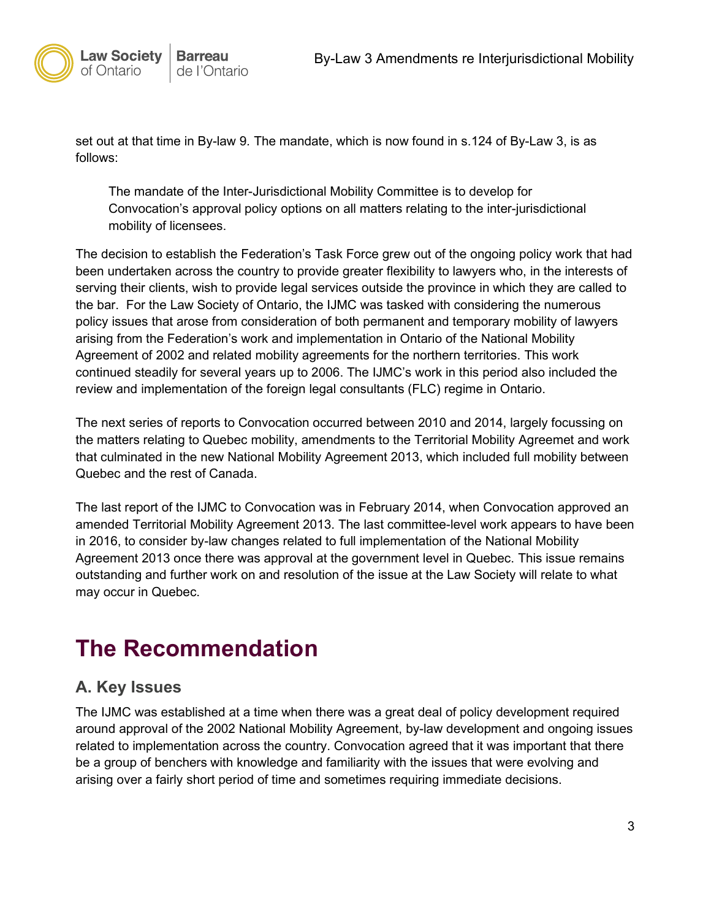set out at that time in By-law 9. The mandate, which is now found in s.124 of By-Law 3, is as follows:

> The mandate of the Inter-Jurisdictional Mobility Committee is to develop for Convocation's approval policy options on all matters relating to the inter-jurisdictional mobility of licensees.

The decision to establish the Federation's Task Force grew out of the ongoing policy work that had been undertaken across the country to provide greater flexibility to lawyers who, in the interests of serving their clients, wish to provide legal services outside the province in which they are called to the bar. For the Law Society of Ontario, the IJMC was tasked with considering the numerous policy issues that arose from consideration of both permanent and temporary mobility of lawyers arising from the Federation's work and implementation in Ontario of the National Mobility Agreement of 2002 and related mobility agreements for the northern territories. This work continued steadily for several years up to 2006. The IJMC's work in this period also included the review and implementation of the foreign legal consultants (FLC) regime in Ontario.

The next series of reports to Convocation occurred between 2010 and 2014, largely focussing on the matters relating to Quebec mobility, amendments to the Territorial Mobility Agreemet and work that culminated in the new National Mobility Agreement 2013, which included full mobility between Quebec and the rest of Canada.

The last report of the IJMC to Convocation was in February 2014, when Convocation approved an amended Territorial Mobility Agreement 2013. The last committee-level work appears to have been in 2016, to consider by-law changes related to full implementation of the National Mobility Agreement 2013 once there was approval at the government level in Quebec. This issue remains outstanding and further work on and resolution of the issue at the Law Society will relate to what may occur in Quebec.

# The Recommendation

## A. Key Issues

The IJMC was established at a time when there was a great deal of policy development required around approval of the 2002 National Mobility Agreement, by-law development and ongoing issues related to implementation across the country. Convocation agreed that it was important that there be a group of benchers with knowledge and familiarity with the issues that were evolving and arising over a fairly short period of time and sometimes requiring immediate decisions.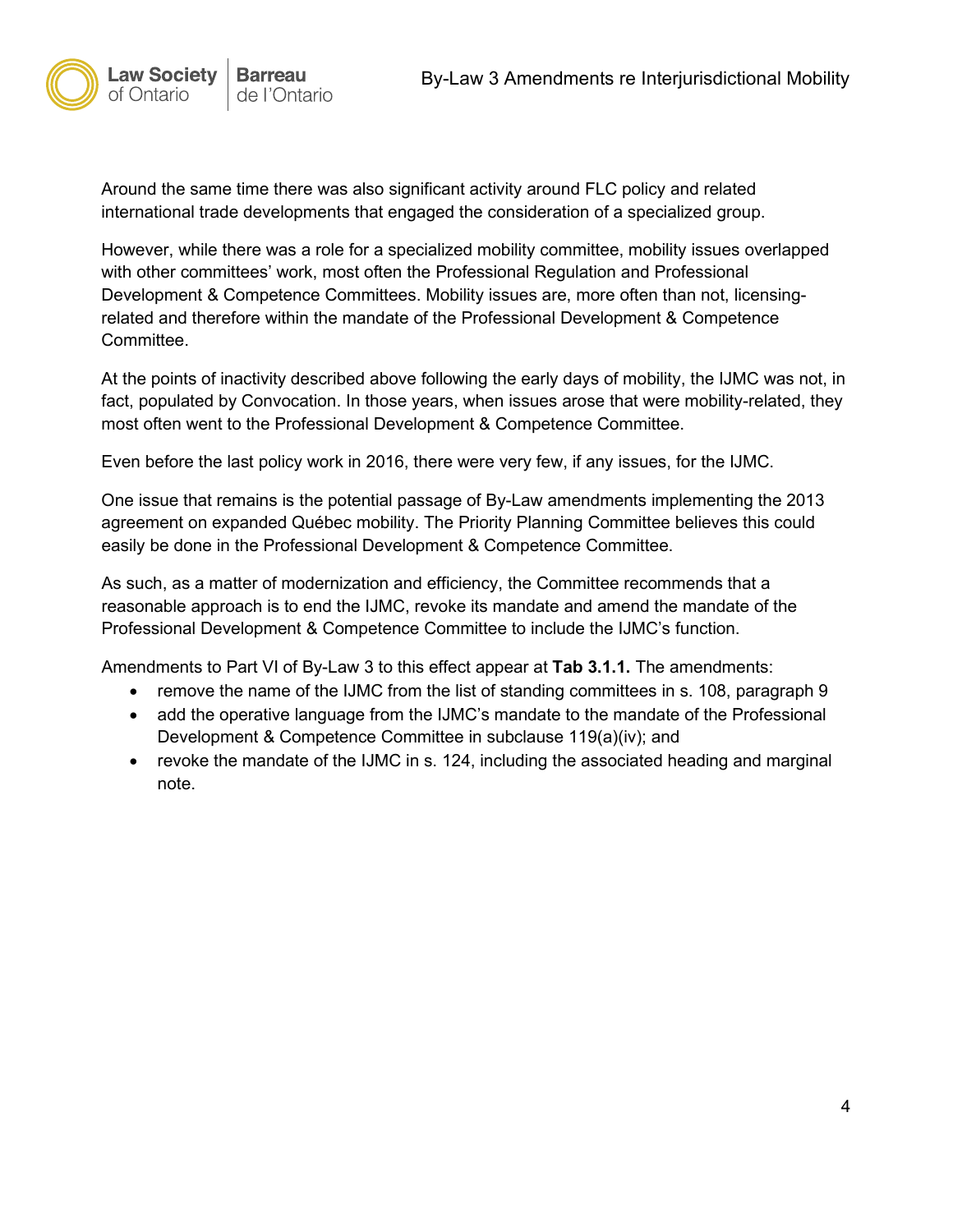Around the same time there was also significant activity around FLC policy and related international trade developments that engaged the consideration of a specialized group.

However, while there was a role for a specialized mobility committee, mobility issues overlapped with other committees' work, most often the Professional Regulation and Professional Development & Competence Committees. Mobility issues are, more often than not, licensing-related and therefore within the mandate of the Professional Development & Competence Committee.

At the points of inactivity described above following the early days of mobility, the IJMC was not, in fact, populated by Convocation. In those years, when issues arose that were mobility-related, they most often went to the Professional Development & Competence Committee.

Even before the last policy work in 2016, there were very few, if any issues, for the IJMC.

One issue that remains is the potential passage of By-Law amendments implementing the 2013 agreement on expanded Québec mobility. The Priority Planning Committee believes this could easily be done in the Professional Development & Competence Committee.

As such, as a matter of modernization and efficiency, the Committee recommends that a reasonable approach is to end the IJMC, revoke its mandate and amend the mandate of the Professional Development & Competence Committee to include the IJMC's function.

Amendments to Part VI of By-Law 3 to this effect appear at **Tab 3.1.1.** The amendments:

- remove the name of the IJMC from the list of standing committees in s. 108, paragraph 9
- add the operative language from the IJMC's mandate to the mandate of the Professional Development & Competence Committee in subclause 119(a)(iv); and
- revoke the mandate of the IJMC in s. 124, including the associated heading and marginal note.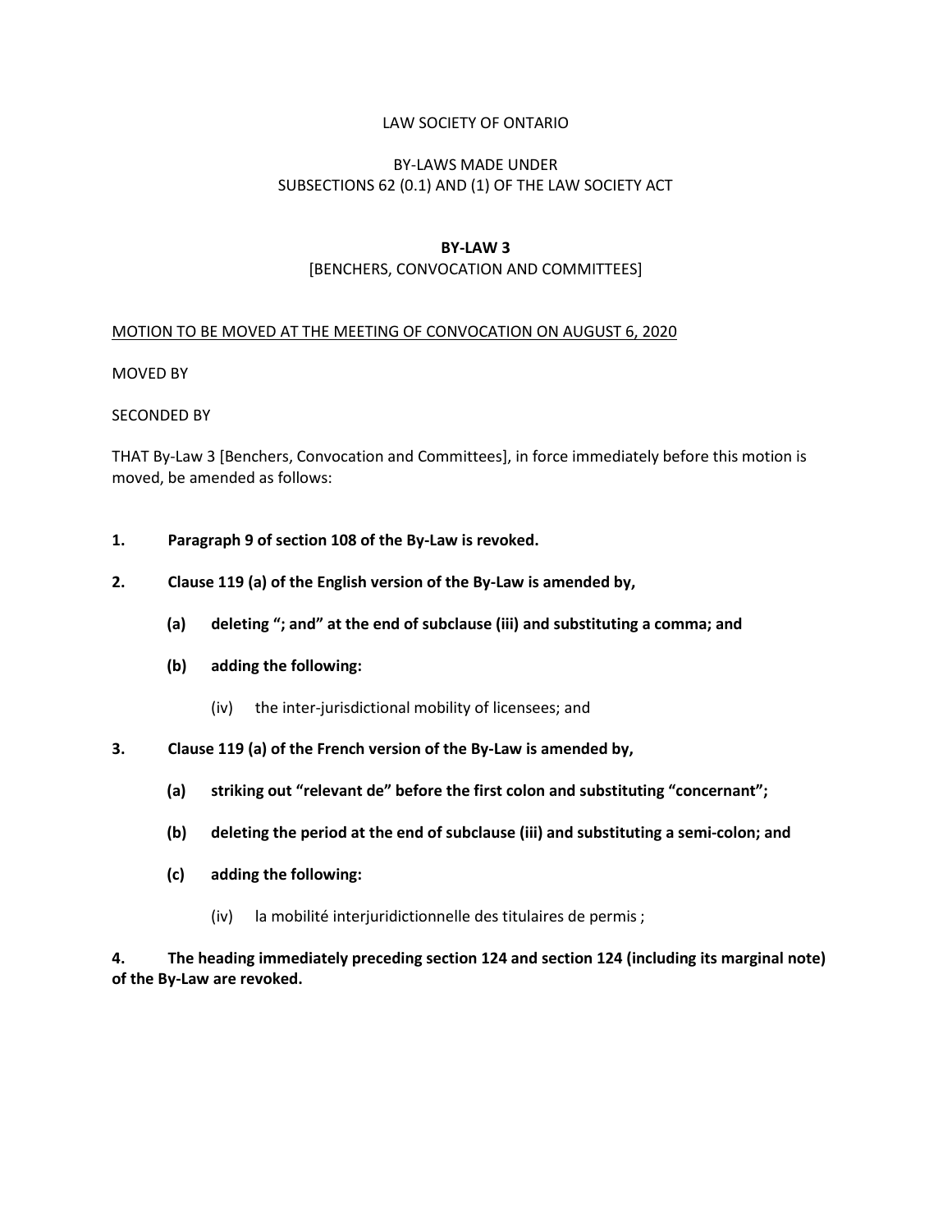LAW SOCIETY OF ONTARIO

BY-LAWS MADE UNDER
SUBSECTIONS 62 (0.1) AND (1) OF THE LAW SOCIETY ACT

**BY-LAW 3**
[BENCHERS, CONVOCATION AND COMMITTEES]

MOTION TO BE MOVED AT THE MEETING OF CONVOCATION ON AUGUST 6, 2020

MOVED BY

SECONDED BY

THAT By-Law 3 [Benchers, Convocation and Committees], in force immediately before this motion is moved, be amended as follows:

**1. Paragraph 9 of section 108 of the By-Law is revoked.**

**2. Clause 119 (a) of the English version of the By-Law is amended by,**

**(a) deleting "; and" at the end of subclause (iii) and substituting a comma; and**

**(b) adding the following:**

(iv) the inter-jurisdictional mobility of licensees; and

**3. Clause 119 (a) of the French version of the By-Law is amended by,**

**(a) striking out "relevant de" before the first colon and substituting "concernant";**

**(b) deleting the period at the end of subclause (iii) and substituting a semi-colon; and**

**(c) adding the following:**

(iv) la mobilité interjuridictionnelle des titulaires de permis ;

**4. The heading immediately preceding section 124 and section 124 (including its marginal note) of the By-Law are revoked.**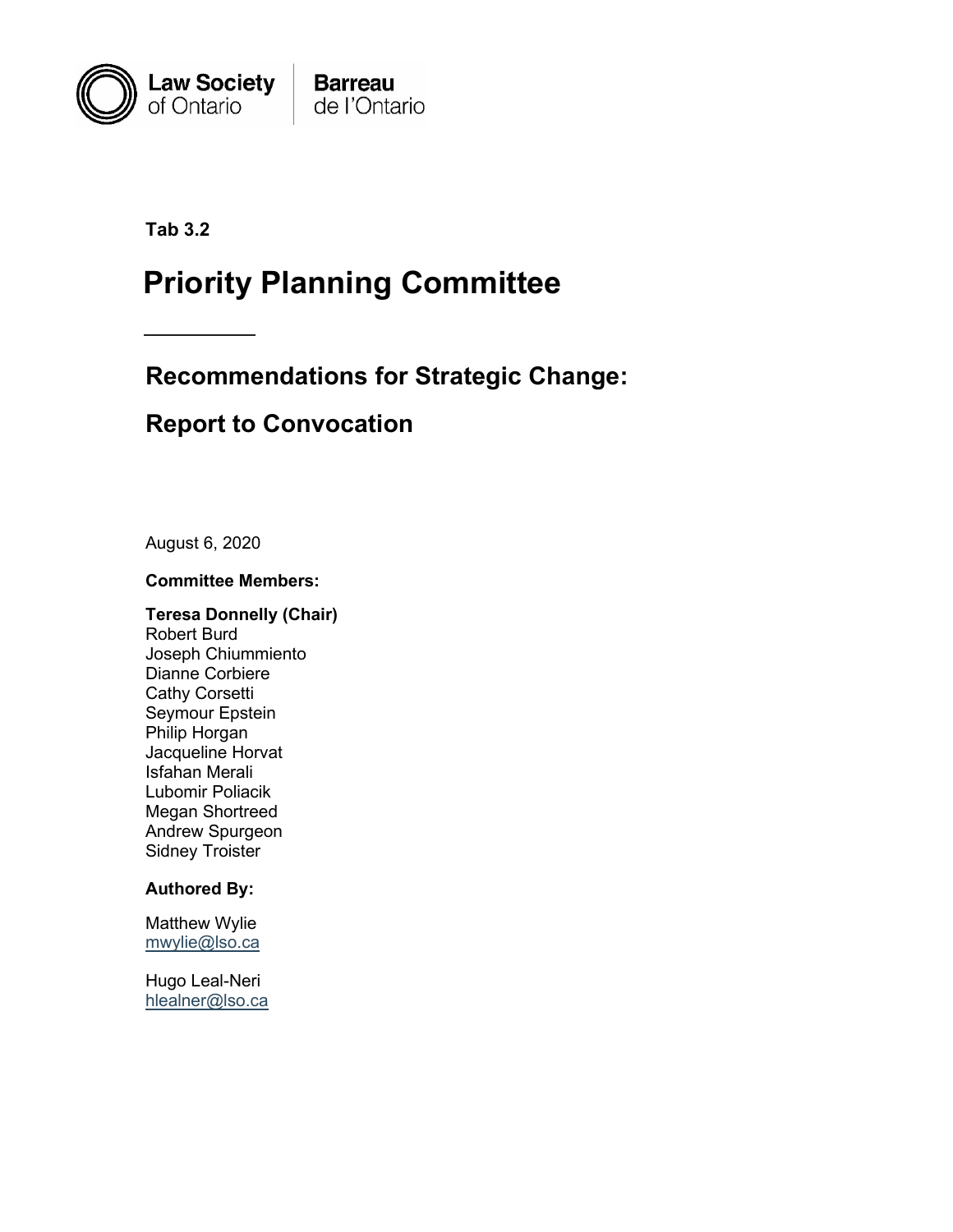Tab 3.2

# Priority Planning Committee

## Recommendations for Strategic Change:

## Report to Convocation

August 6, 2020

**Committee Members:**

**Teresa Donnelly (Chair)**
Robert Burd
Joseph Chiummiento
Dianne Corbiere
Cathy Corsetti
Seymour Epstein
Philip Horgan
Jacqueline Horvat
Isfahan Merali
Lubomir Poliacik
Megan Shortreed
Andrew Spurgeon
Sidney Troister

**Authored By:**

Matthew Wylie
mwylie@lso.ca

Hugo Leal-Neri
hlealner@lso.ca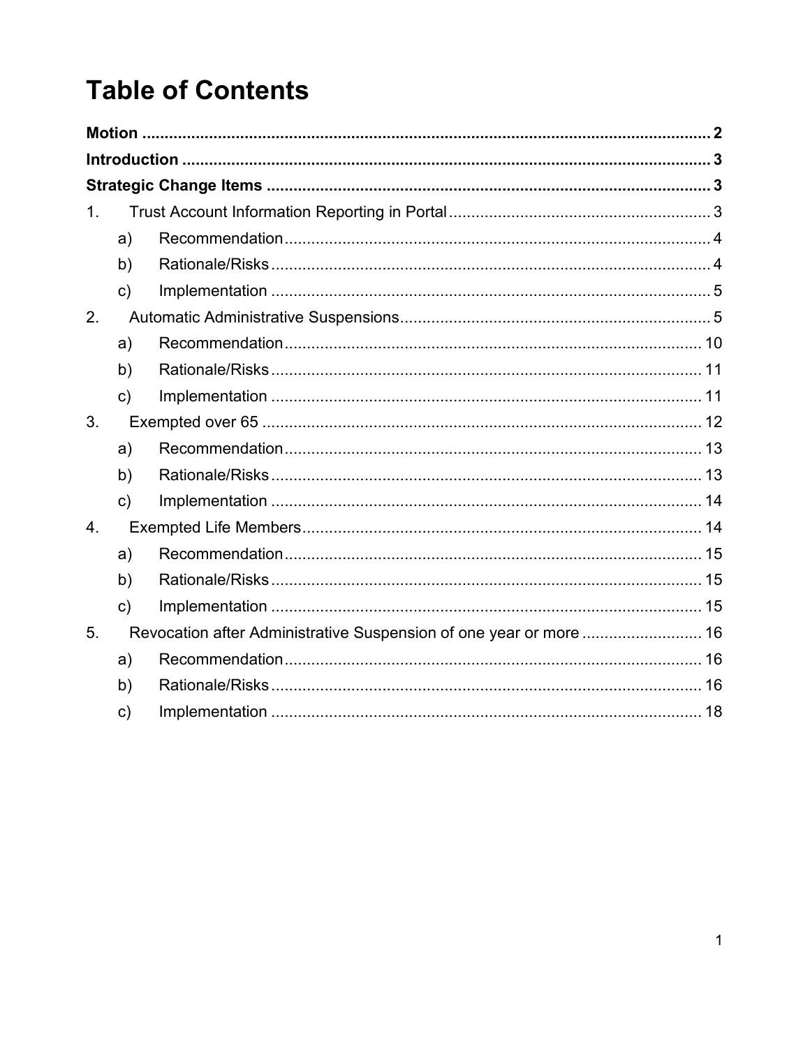# Table of Contents

**Motion** .......... **2**

**Introduction** .......... **3**

**Strategic Change Items** .......... **3**

1. Trust Account Information Reporting in Portal .......... 3
   - a) Recommendation .......... 4
   - b) Rationale/Risks .......... 4
   - c) Implementation .......... 5
2. Automatic Administrative Suspensions .......... 5
   - a) Recommendation .......... 10
   - b) Rationale/Risks .......... 11
   - c) Implementation .......... 11
3. Exempted over 65 .......... 12
   - a) Recommendation .......... 13
   - b) Rationale/Risks .......... 13
   - c) Implementation .......... 14
4. Exempted Life Members .......... 14
   - a) Recommendation .......... 15
   - b) Rationale/Risks .......... 15
   - c) Implementation .......... 15
5. Revocation after Administrative Suspension of one year or more .......... 16
   - a) Recommendation .......... 16
   - b) Rationale/Risks .......... 16
   - c) Implementation .......... 18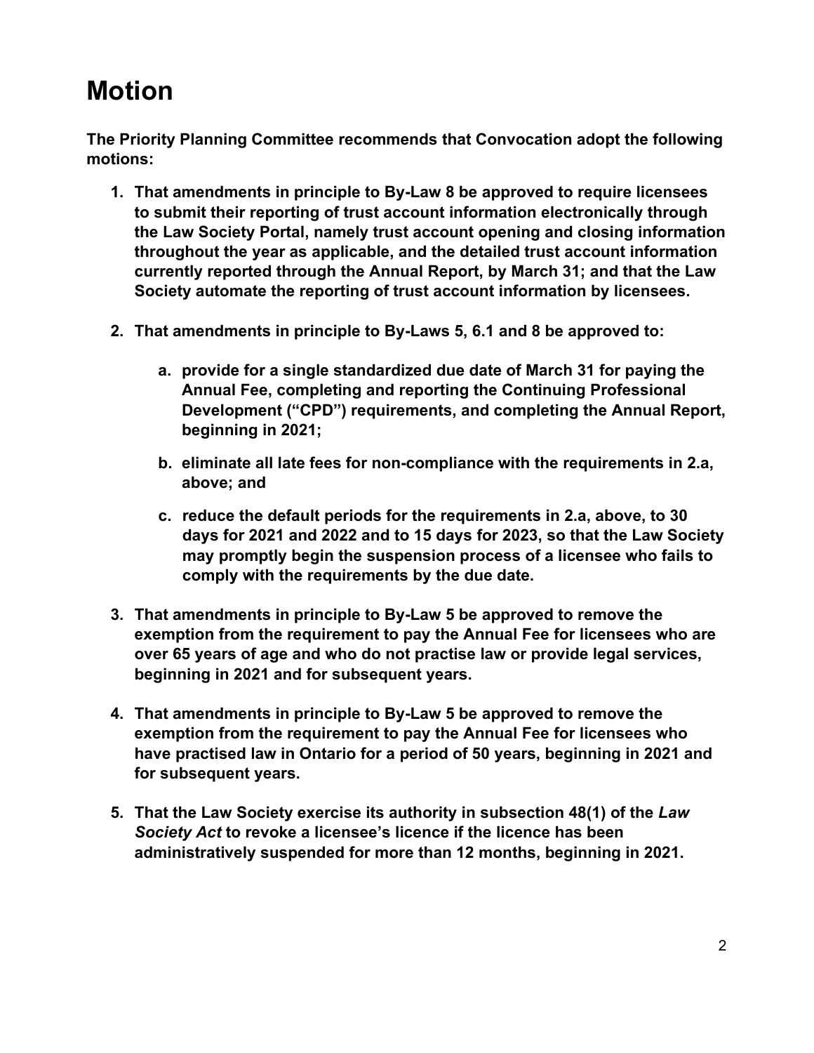# Motion

**The Priority Planning Committee recommends that Convocation adopt the following motions:**

1. **That amendments in principle to By-Law 8 be approved to require licensees to submit their reporting of trust account information electronically through the Law Society Portal, namely trust account opening and closing information throughout the year as applicable, and the detailed trust account information currently reported through the Annual Report, by March 31; and that the Law Society automate the reporting of trust account information by licensees.**

2. **That amendments in principle to By-Laws 5, 6.1 and 8 be approved to:**

    a. **provide for a single standardized due date of March 31 for paying the Annual Fee, completing and reporting the Continuing Professional Development ("CPD") requirements, and completing the Annual Report, beginning in 2021;**

    b. **eliminate all late fees for non-compliance with the requirements in 2.a, above; and**

    c. **reduce the default periods for the requirements in 2.a, above, to 30 days for 2021 and 2022 and to 15 days for 2023, so that the Law Society may promptly begin the suspension process of a licensee who fails to comply with the requirements by the due date.**

3. **That amendments in principle to By-Law 5 be approved to remove the exemption from the requirement to pay the Annual Fee for licensees who are over 65 years of age and who do not practise law or provide legal services, beginning in 2021 and for subsequent years.**

4. **That amendments in principle to By-Law 5 be approved to remove the exemption from the requirement to pay the Annual Fee for licensees who have practised law in Ontario for a period of 50 years, beginning in 2021 and for subsequent years.**

5. **That the Law Society exercise its authority in subsection 48(1) of the *Law Society Act* to revoke a licensee's licence if the licence has been administratively suspended for more than 12 months, beginning in 2021.**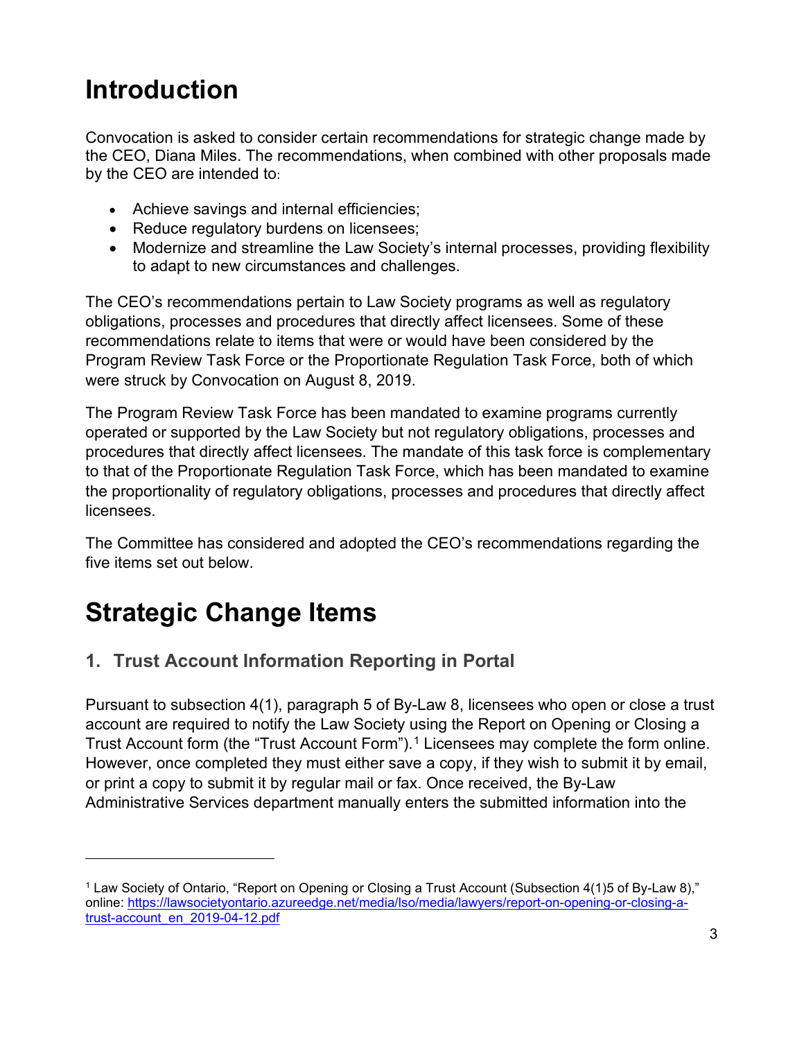# Introduction

Convocation is asked to consider certain recommendations for strategic change made by the CEO, Diana Miles. The recommendations, when combined with other proposals made by the CEO are intended to:

- Achieve savings and internal efficiencies;
- Reduce regulatory burdens on licensees;
- Modernize and streamline the Law Society's internal processes, providing flexibility to adapt to new circumstances and challenges.

The CEO's recommendations pertain to Law Society programs as well as regulatory obligations, processes and procedures that directly affect licensees. Some of these recommendations relate to items that were or would have been considered by the Program Review Task Force or the Proportionate Regulation Task Force, both of which were struck by Convocation on August 8, 2019.

The Program Review Task Force has been mandated to examine programs currently operated or supported by the Law Society but not regulatory obligations, processes and procedures that directly affect licensees. The mandate of this task force is complementary to that of the Proportionate Regulation Task Force, which has been mandated to examine the proportionality of regulatory obligations, processes and procedures that directly affect licensees.

The Committee has considered and adopted the CEO's recommendations regarding the five items set out below.

# Strategic Change Items

## 1. Trust Account Information Reporting in Portal

Pursuant to subsection 4(1), paragraph 5 of By-Law 8, licensees who open or close a trust account are required to notify the Law Society using the Report on Opening or Closing a Trust Account form (the "Trust Account Form").[1] Licensees may complete the form online. However, once completed they must either save a copy, if they wish to submit it by email, or print a copy to submit it by regular mail or fax. Once received, the By-Law Administrative Services department manually enters the submitted information into the

---

[1] Law Society of Ontario, "Report on Opening or Closing a Trust Account (Subsection 4(1)5 of By-Law 8)," online: https://lawsocietyontario.azureedge.net/media/lso/media/lawyers/report-on-opening-or-closing-a-trust-account_en_2019-04-12.pdf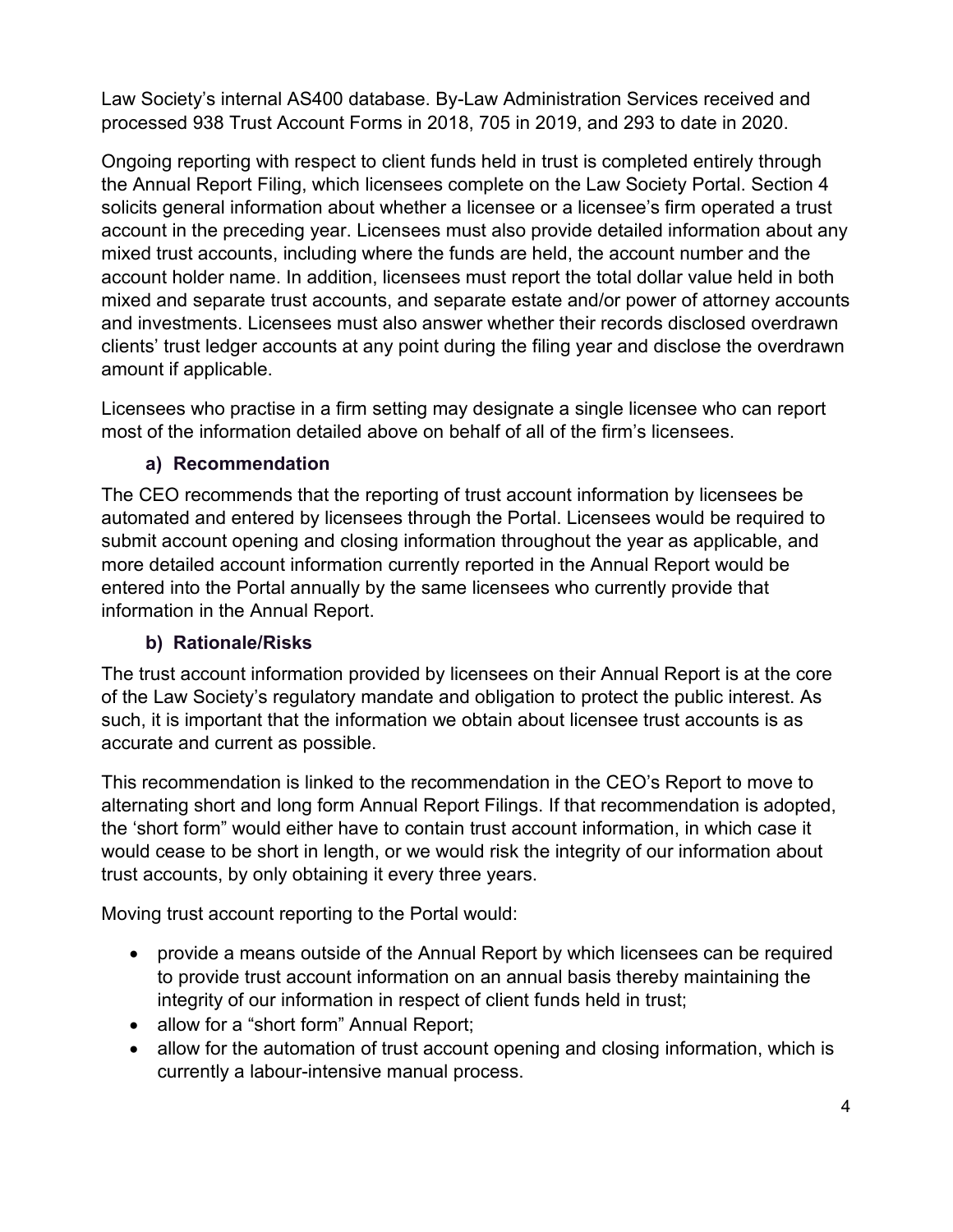Law Society's internal AS400 database. By-Law Administration Services received and processed 938 Trust Account Forms in 2018, 705 in 2019, and 293 to date in 2020.

Ongoing reporting with respect to client funds held in trust is completed entirely through the Annual Report Filing, which licensees complete on the Law Society Portal. Section 4 solicits general information about whether a licensee or a licensee's firm operated a trust account in the preceding year. Licensees must also provide detailed information about any mixed trust accounts, including where the funds are held, the account number and the account holder name. In addition, licensees must report the total dollar value held in both mixed and separate trust accounts, and separate estate and/or power of attorney accounts and investments. Licensees must also answer whether their records disclosed overdrawn clients' trust ledger accounts at any point during the filing year and disclose the overdrawn amount if applicable.

Licensees who practise in a firm setting may designate a single licensee who can report most of the information detailed above on behalf of all of the firm's licensees.

### a) Recommendation

The CEO recommends that the reporting of trust account information by licensees be automated and entered by licensees through the Portal. Licensees would be required to submit account opening and closing information throughout the year as applicable, and more detailed account information currently reported in the Annual Report would be entered into the Portal annually by the same licensees who currently provide that information in the Annual Report.

### b) Rationale/Risks

The trust account information provided by licensees on their Annual Report is at the core of the Law Society's regulatory mandate and obligation to protect the public interest. As such, it is important that the information we obtain about licensee trust accounts is as accurate and current as possible.

This recommendation is linked to the recommendation in the CEO's Report to move to alternating short and long form Annual Report Filings. If that recommendation is adopted, the 'short form" would either have to contain trust account information, in which case it would cease to be short in length, or we would risk the integrity of our information about trust accounts, by only obtaining it every three years.

Moving trust account reporting to the Portal would:

- provide a means outside of the Annual Report by which licensees can be required to provide trust account information on an annual basis thereby maintaining the integrity of our information in respect of client funds held in trust;
- allow for a "short form" Annual Report;
- allow for the automation of trust account opening and closing information, which is currently a labour-intensive manual process.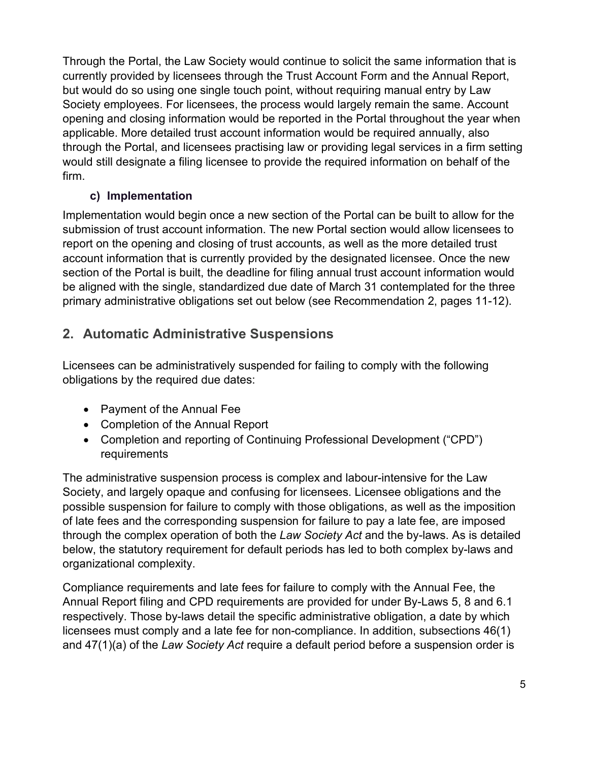Through the Portal, the Law Society would continue to solicit the same information that is currently provided by licensees through the Trust Account Form and the Annual Report, but would do so using one single touch point, without requiring manual entry by Law Society employees. For licensees, the process would largely remain the same. Account opening and closing information would be reported in the Portal throughout the year when applicable. More detailed trust account information would be required annually, also through the Portal, and licensees practising law or providing legal services in a firm setting would still designate a filing licensee to provide the required information on behalf of the firm.

### c) Implementation

Implementation would begin once a new section of the Portal can be built to allow for the submission of trust account information. The new Portal section would allow licensees to report on the opening and closing of trust accounts, as well as the more detailed trust account information that is currently provided by the designated licensee. Once the new section of the Portal is built, the deadline for filing annual trust account information would be aligned with the single, standardized due date of March 31 contemplated for the three primary administrative obligations set out below (see Recommendation 2, pages 11-12).

## 2. Automatic Administrative Suspensions

Licensees can be administratively suspended for failing to comply with the following obligations by the required due dates:

- Payment of the Annual Fee
- Completion of the Annual Report
- Completion and reporting of Continuing Professional Development ("CPD") requirements

The administrative suspension process is complex and labour-intensive for the Law Society, and largely opaque and confusing for licensees. Licensee obligations and the possible suspension for failure to comply with those obligations, as well as the imposition of late fees and the corresponding suspension for failure to pay a late fee, are imposed through the complex operation of both the *Law Society Act* and the by-laws. As is detailed below, the statutory requirement for default periods has led to both complex by-laws and organizational complexity.

Compliance requirements and late fees for failure to comply with the Annual Fee, the Annual Report filing and CPD requirements are provided for under By-Laws 5, 8 and 6.1 respectively. Those by-laws detail the specific administrative obligation, a date by which licensees must comply and a late fee for non-compliance. In addition, subsections 46(1) and 47(1)(a) of the *Law Society Act* require a default period before a suspension order is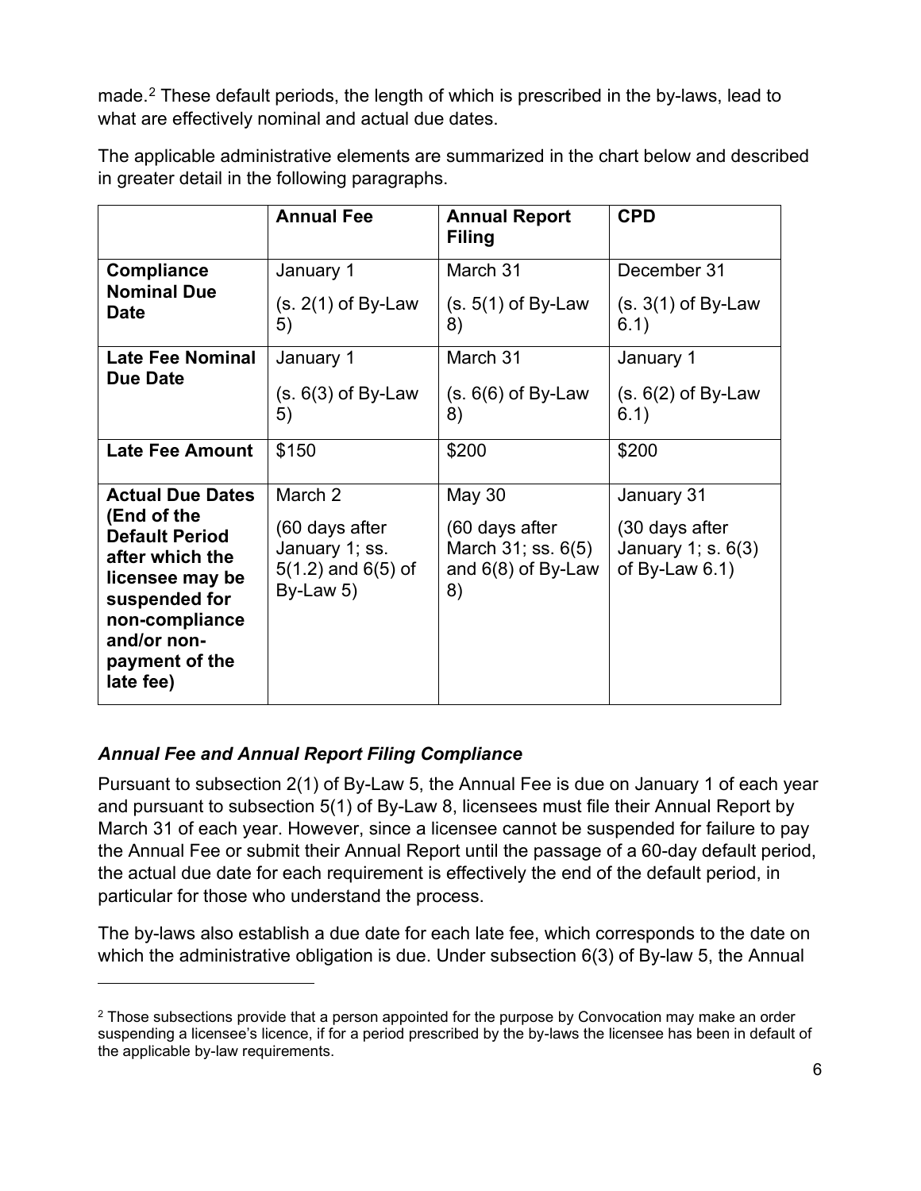made.[2] These default periods, the length of which is prescribed in the by-laws, lead to what are effectively nominal and actual due dates.

The applicable administrative elements are summarized in the chart below and described in greater detail in the following paragraphs.

| | **Annual Fee** | **Annual Report Filing** | **CPD** |
|---|---|---|---|
| **Compliance Nominal Due Date** | January 1 (s. 2(1) of By-Law 5) | March 31 (s. 5(1) of By-Law 8) | December 31 (s. 3(1) of By-Law 6.1) |
| **Late Fee Nominal Due Date** | January 1 (s. 6(3) of By-Law 5) | March 31 (s. 6(6) of By-Law 8) | January 1 (s. 6(2) of By-Law 6.1) |
| **Late Fee Amount** | $150 | $200 | $200 |
| **Actual Due Dates (End of the Default Period after which the licensee may be suspended for non-compliance and/or non-payment of the late fee)** | March 2 (60 days after January 1; ss. 5(1.2) and 6(5) of By-Law 5) | May 30 (60 days after March 31; ss. 6(5) and 6(8) of By-Law 8) | January 31 (30 days after January 1; s. 6(3) of By-Law 6.1) |

### *Annual Fee and Annual Report Filing Compliance*

Pursuant to subsection 2(1) of By-Law 5, the Annual Fee is due on January 1 of each year and pursuant to subsection 5(1) of By-Law 8, licensees must file their Annual Report by March 31 of each year. However, since a licensee cannot be suspended for failure to pay the Annual Fee or submit their Annual Report until the passage of a 60-day default period, the actual due date for each requirement is effectively the end of the default period, in particular for those who understand the process.

The by-laws also establish a due date for each late fee, which corresponds to the date on which the administrative obligation is due. Under subsection 6(3) of By-law 5, the Annual

[2] Those subsections provide that a person appointed for the purpose by Convocation may make an order suspending a licensee's licence, if for a period prescribed by the by-laws the licensee has been in default of the applicable by-law requirements.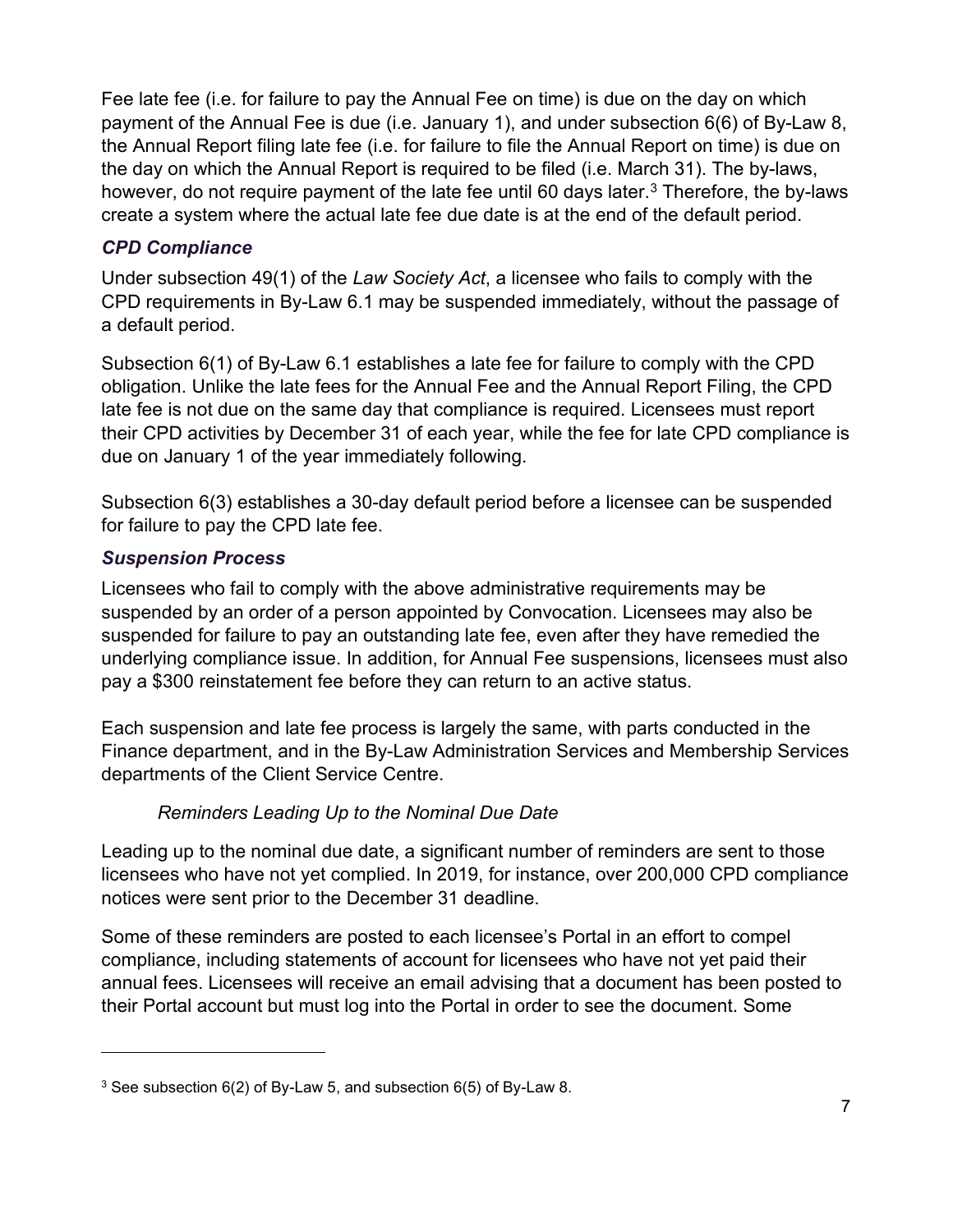Fee late fee (i.e. for failure to pay the Annual Fee on time) is due on the day on which payment of the Annual Fee is due (i.e. January 1), and under subsection 6(6) of By-Law 8, the Annual Report filing late fee (i.e. for failure to file the Annual Report on time) is due on the day on which the Annual Report is required to be filed (i.e. March 31). The by-laws, however, do not require payment of the late fee until 60 days later.[3] Therefore, the by-laws create a system where the actual late fee due date is at the end of the default period.

### *CPD Compliance*

Under subsection 49(1) of the *Law Society Act*, a licensee who fails to comply with the CPD requirements in By-Law 6.1 may be suspended immediately, without the passage of a default period.

Subsection 6(1) of By-Law 6.1 establishes a late fee for failure to comply with the CPD obligation. Unlike the late fees for the Annual Fee and the Annual Report Filing, the CPD late fee is not due on the same day that compliance is required. Licensees must report their CPD activities by December 31 of each year, while the fee for late CPD compliance is due on January 1 of the year immediately following.

Subsection 6(3) establishes a 30-day default period before a licensee can be suspended for failure to pay the CPD late fee.

### *Suspension Process*

Licensees who fail to comply with the above administrative requirements may be suspended by an order of a person appointed by Convocation. Licensees may also be suspended for failure to pay an outstanding late fee, even after they have remedied the underlying compliance issue. In addition, for Annual Fee suspensions, licensees must also pay a $300 reinstatement fee before they can return to an active status.

Each suspension and late fee process is largely the same, with parts conducted in the Finance department, and in the By-Law Administration Services and Membership Services departments of the Client Service Centre.

#### *Reminders Leading Up to the Nominal Due Date*

Leading up to the nominal due date, a significant number of reminders are sent to those licensees who have not yet complied. In 2019, for instance, over 200,000 CPD compliance notices were sent prior to the December 31 deadline.

Some of these reminders are posted to each licensee's Portal in an effort to compel compliance, including statements of account for licensees who have not yet paid their annual fees. Licensees will receive an email advising that a document has been posted to their Portal account but must log into the Portal in order to see the document. Some

[3] See subsection 6(2) of By-Law 5, and subsection 6(5) of By-Law 8.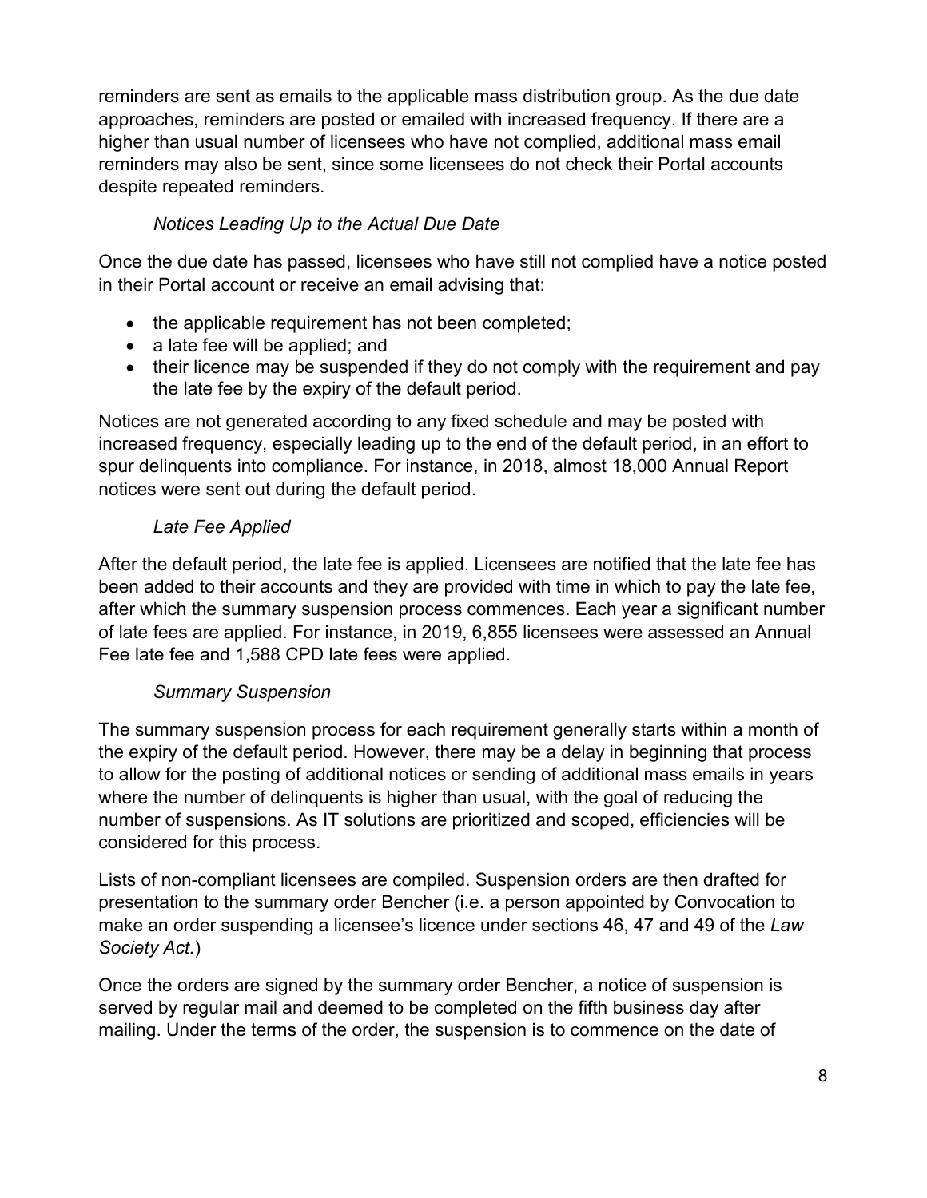reminders are sent as emails to the applicable mass distribution group. As the due date approaches, reminders are posted or emailed with increased frequency. If there are a higher than usual number of licensees who have not complied, additional mass email reminders may also be sent, since some licensees do not check their Portal accounts despite repeated reminders.

*Notices Leading Up to the Actual Due Date*

Once the due date has passed, licensees who have still not complied have a notice posted in their Portal account or receive an email advising that:

- the applicable requirement has not been completed;
- a late fee will be applied; and
- their licence may be suspended if they do not comply with the requirement and pay the late fee by the expiry of the default period.

Notices are not generated according to any fixed schedule and may be posted with increased frequency, especially leading up to the end of the default period, in an effort to spur delinquents into compliance. For instance, in 2018, almost 18,000 Annual Report notices were sent out during the default period.

*Late Fee Applied*

After the default period, the late fee is applied. Licensees are notified that the late fee has been added to their accounts and they are provided with time in which to pay the late fee, after which the summary suspension process commences. Each year a significant number of late fees are applied. For instance, in 2019, 6,855 licensees were assessed an Annual Fee late fee and 1,588 CPD late fees were applied.

*Summary Suspension*

The summary suspension process for each requirement generally starts within a month of the expiry of the default period. However, there may be a delay in beginning that process to allow for the posting of additional notices or sending of additional mass emails in years where the number of delinquents is higher than usual, with the goal of reducing the number of suspensions. As IT solutions are prioritized and scoped, efficiencies will be considered for this process.

Lists of non-compliant licensees are compiled. Suspension orders are then drafted for presentation to the summary order Bencher (i.e. a person appointed by Convocation to make an order suspending a licensee's licence under sections 46, 47 and 49 of the *Law Society Act.*)

Once the orders are signed by the summary order Bencher, a notice of suspension is served by regular mail and deemed to be completed on the fifth business day after mailing. Under the terms of the order, the suspension is to commence on the date of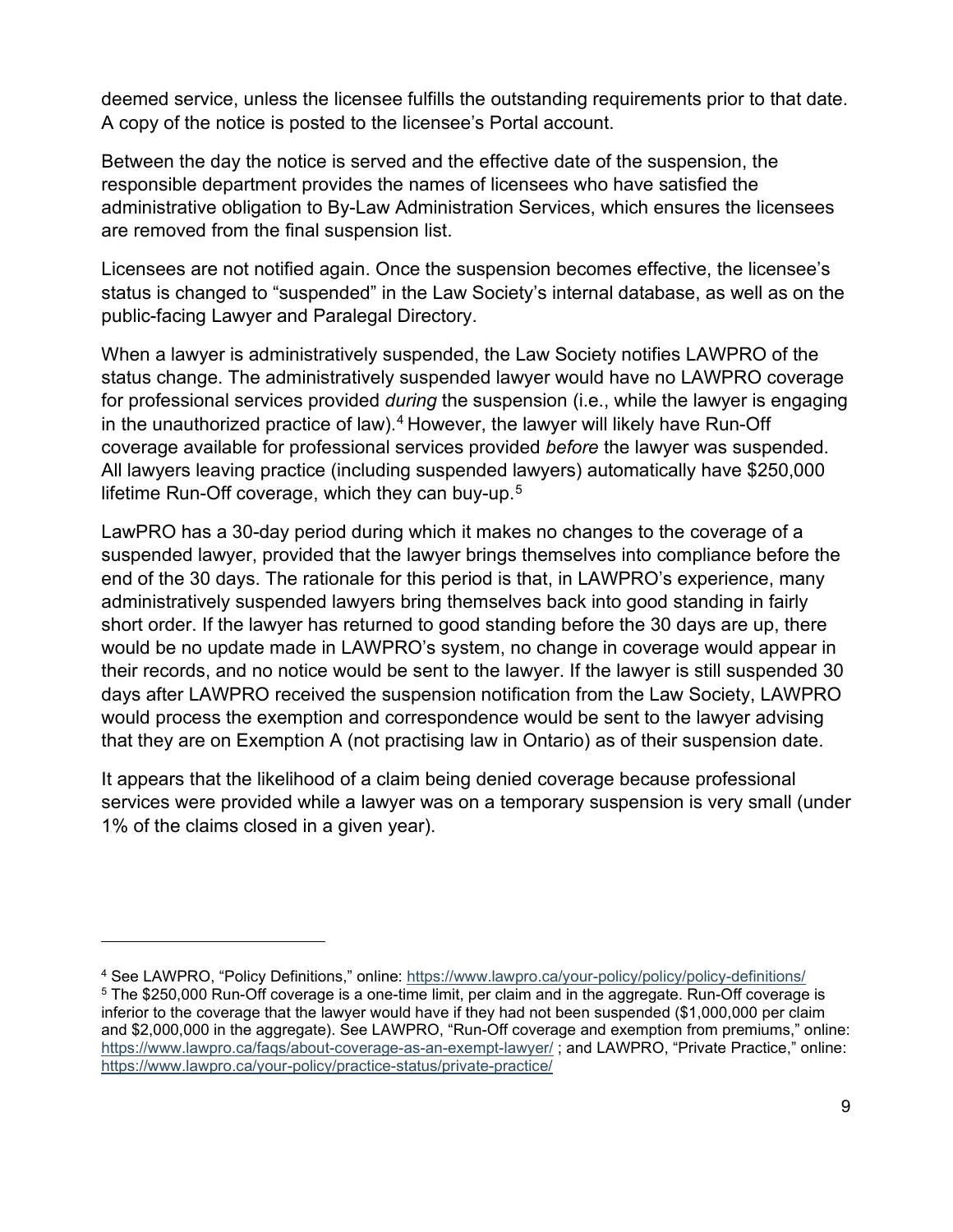deemed service, unless the licensee fulfills the outstanding requirements prior to that date. A copy of the notice is posted to the licensee's Portal account.

Between the day the notice is served and the effective date of the suspension, the responsible department provides the names of licensees who have satisfied the administrative obligation to By-Law Administration Services, which ensures the licensees are removed from the final suspension list.

Licensees are not notified again. Once the suspension becomes effective, the licensee's status is changed to "suspended" in the Law Society's internal database, as well as on the public-facing Lawyer and Paralegal Directory.

When a lawyer is administratively suspended, the Law Society notifies LAWPRO of the status change. The administratively suspended lawyer would have no LAWPRO coverage for professional services provided *during* the suspension (i.e., while the lawyer is engaging in the unauthorized practice of law).[4] However, the lawyer will likely have Run-Off coverage available for professional services provided *before* the lawyer was suspended. All lawyers leaving practice (including suspended lawyers) automatically have $250,000 lifetime Run-Off coverage, which they can buy-up.[5]

LawPRO has a 30-day period during which it makes no changes to the coverage of a suspended lawyer, provided that the lawyer brings themselves into compliance before the end of the 30 days. The rationale for this period is that, in LAWPRO's experience, many administratively suspended lawyers bring themselves back into good standing in fairly short order. If the lawyer has returned to good standing before the 30 days are up, there would be no update made in LAWPRO's system, no change in coverage would appear in their records, and no notice would be sent to the lawyer. If the lawyer is still suspended 30 days after LAWPRO received the suspension notification from the Law Society, LAWPRO would process the exemption and correspondence would be sent to the lawyer advising that they are on Exemption A (not practising law in Ontario) as of their suspension date.

It appears that the likelihood of a claim being denied coverage because professional services were provided while a lawyer was on a temporary suspension is very small (under 1% of the claims closed in a given year).

---

[4] See LAWPRO, "Policy Definitions," online: https://www.lawpro.ca/your-policy/policy/policy-definitions/

[5] The $250,000 Run-Off coverage is a one-time limit, per claim and in the aggregate. Run-Off coverage is inferior to the coverage that the lawyer would have if they had not been suspended ($1,000,000 per claim and $2,000,000 in the aggregate). See LAWPRO, "Run-Off coverage and exemption from premiums," online: https://www.lawpro.ca/faqs/about-coverage-as-an-exempt-lawyer/ ; and LAWPRO, "Private Practice," online: https://www.lawpro.ca/your-policy/practice-status/private-practice/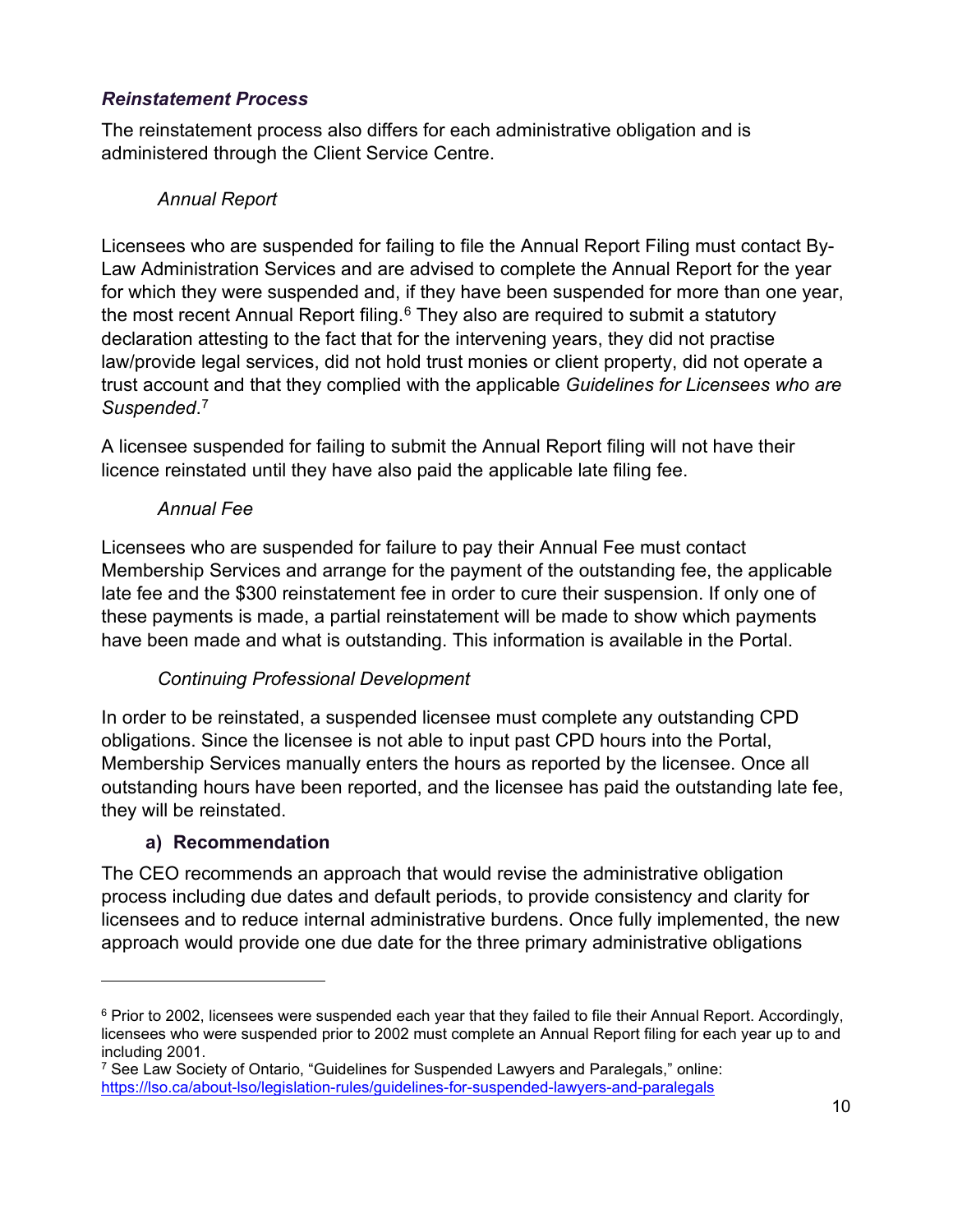### *Reinstatement Process*

The reinstatement process also differs for each administrative obligation and is administered through the Client Service Centre.

*Annual Report*

Licensees who are suspended for failing to file the Annual Report Filing must contact By-Law Administration Services and are advised to complete the Annual Report for the year for which they were suspended and, if they have been suspended for more than one year, the most recent Annual Report filing.[6] They also are required to submit a statutory declaration attesting to the fact that for the intervening years, they did not practise law/provide legal services, did not hold trust monies or client property, did not operate a trust account and that they complied with the applicable *Guidelines for Licensees who are Suspended*.[7]

A licensee suspended for failing to submit the Annual Report filing will not have their licence reinstated until they have also paid the applicable late filing fee.

*Annual Fee*

Licensees who are suspended for failure to pay their Annual Fee must contact Membership Services and arrange for the payment of the outstanding fee, the applicable late fee and the $300 reinstatement fee in order to cure their suspension. If only one of these payments is made, a partial reinstatement will be made to show which payments have been made and what is outstanding. This information is available in the Portal.

*Continuing Professional Development*

In order to be reinstated, a suspended licensee must complete any outstanding CPD obligations. Since the licensee is not able to input past CPD hours into the Portal, Membership Services manually enters the hours as reported by the licensee. Once all outstanding hours have been reported, and the licensee has paid the outstanding late fee, they will be reinstated.

#### a) Recommendation

The CEO recommends an approach that would revise the administrative obligation process including due dates and default periods, to provide consistency and clarity for licensees and to reduce internal administrative burdens. Once fully implemented, the new approach would provide one due date for the three primary administrative obligations

---

[6] Prior to 2002, licensees were suspended each year that they failed to file their Annual Report. Accordingly, licensees who were suspended prior to 2002 must complete an Annual Report filing for each year up to and including 2001.

[7] See Law Society of Ontario, "Guidelines for Suspended Lawyers and Paralegals," online: https://lso.ca/about-lso/legislation-rules/guidelines-for-suspended-lawyers-and-paralegals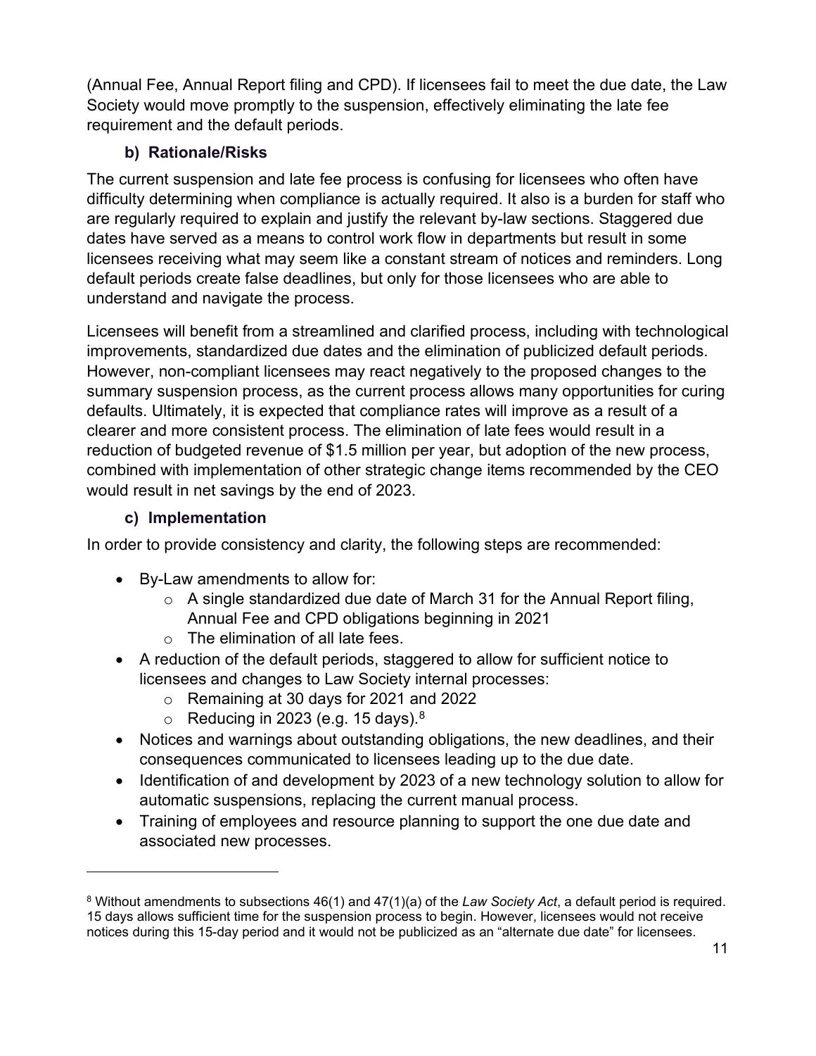(Annual Fee, Annual Report filing and CPD). If licensees fail to meet the due date, the Law Society would move promptly to the suspension, effectively eliminating the late fee requirement and the default periods.

### b) Rationale/Risks

The current suspension and late fee process is confusing for licensees who often have difficulty determining when compliance is actually required. It also is a burden for staff who are regularly required to explain and justify the relevant by-law sections. Staggered due dates have served as a means to control work flow in departments but result in some licensees receiving what may seem like a constant stream of notices and reminders. Long default periods create false deadlines, but only for those licensees who are able to understand and navigate the process.

Licensees will benefit from a streamlined and clarified process, including with technological improvements, standardized due dates and the elimination of publicized default periods. However, non-compliant licensees may react negatively to the proposed changes to the summary suspension process, as the current process allows many opportunities for curing defaults. Ultimately, it is expected that compliance rates will improve as a result of a clearer and more consistent process. The elimination of late fees would result in a reduction of budgeted revenue of $1.5 million per year, but adoption of the new process, combined with implementation of other strategic change items recommended by the CEO would result in net savings by the end of 2023.

### c) Implementation

In order to provide consistency and clarity, the following steps are recommended:

- By-Law amendments to allow for:
  - A single standardized due date of March 31 for the Annual Report filing, Annual Fee and CPD obligations beginning in 2021
  - The elimination of all late fees.
- A reduction of the default periods, staggered to allow for sufficient notice to licensees and changes to Law Society internal processes:
  - Remaining at 30 days for 2021 and 2022
  - Reducing in 2023 (e.g. 15 days).[8]
- Notices and warnings about outstanding obligations, the new deadlines, and their consequences communicated to licensees leading up to the due date.
- Identification of and development by 2023 of a new technology solution to allow for automatic suspensions, replacing the current manual process.
- Training of employees and resource planning to support the one due date and associated new processes.

---

[8] Without amendments to subsections 46(1) and 47(1)(a) of the *Law Society Act*, a default period is required. 15 days allows sufficient time for the suspension process to begin. However, licensees would not receive notices during this 15-day period and it would not be publicized as an "alternate due date" for licensees.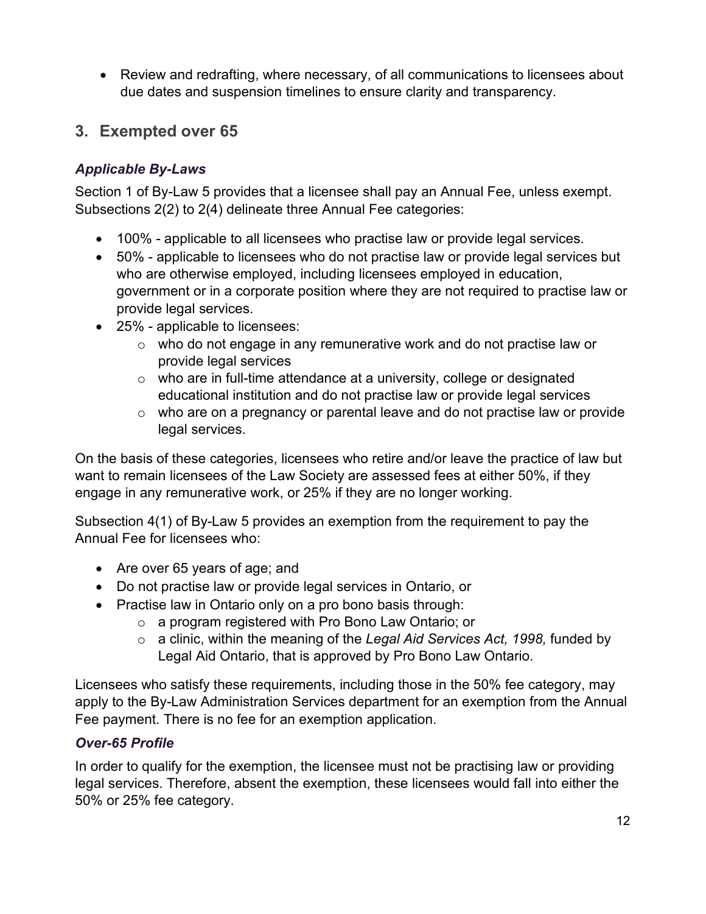- Review and redrafting, where necessary, of all communications to licensees about due dates and suspension timelines to ensure clarity and transparency.

## 3. Exempted over 65

### *Applicable By-Laws*

Section 1 of By-Law 5 provides that a licensee shall pay an Annual Fee, unless exempt. Subsections 2(2) to 2(4) delineate three Annual Fee categories:

- 100% - applicable to all licensees who practise law or provide legal services.
- 50% - applicable to licensees who do not practise law or provide legal services but who are otherwise employed, including licensees employed in education, government or in a corporate position where they are not required to practise law or provide legal services.
- 25% - applicable to licensees:
  - who do not engage in any remunerative work and do not practise law or provide legal services
  - who are in full-time attendance at a university, college or designated educational institution and do not practise law or provide legal services
  - who are on a pregnancy or parental leave and do not practise law or provide legal services.

On the basis of these categories, licensees who retire and/or leave the practice of law but want to remain licensees of the Law Society are assessed fees at either 50%, if they engage in any remunerative work, or 25% if they are no longer working.

Subsection 4(1) of By-Law 5 provides an exemption from the requirement to pay the Annual Fee for licensees who:

- Are over 65 years of age; and
- Do not practise law or provide legal services in Ontario, or
- Practise law in Ontario only on a pro bono basis through:
  - a program registered with Pro Bono Law Ontario; or
  - a clinic, within the meaning of the *Legal Aid Services Act, 1998,* funded by Legal Aid Ontario, that is approved by Pro Bono Law Ontario.

Licensees who satisfy these requirements, including those in the 50% fee category, may apply to the By-Law Administration Services department for an exemption from the Annual Fee payment. There is no fee for an exemption application.

### *Over-65 Profile*

In order to qualify for the exemption, the licensee must not be practising law or providing legal services. Therefore, absent the exemption, these licensees would fall into either the 50% or 25% fee category.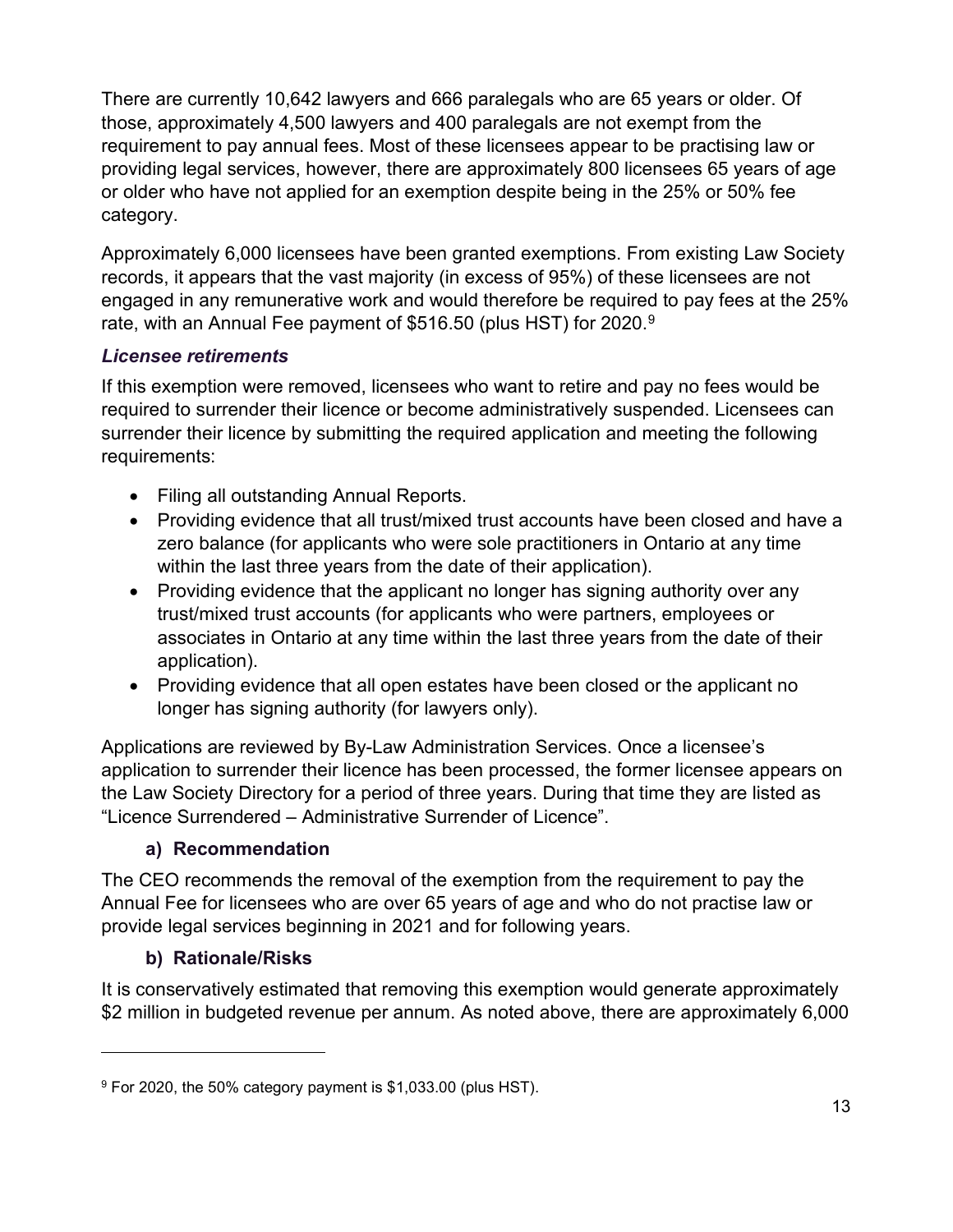There are currently 10,642 lawyers and 666 paralegals who are 65 years or older. Of those, approximately 4,500 lawyers and 400 paralegals are not exempt from the requirement to pay annual fees. Most of these licensees appear to be practising law or providing legal services, however, there are approximately 800 licensees 65 years of age or older who have not applied for an exemption despite being in the 25% or 50% fee category.

Approximately 6,000 licensees have been granted exemptions. From existing Law Society records, it appears that the vast majority (in excess of 95%) of these licensees are not engaged in any remunerative work and would therefore be required to pay fees at the 25% rate, with an Annual Fee payment of $516.50 (plus HST) for 2020.[9]

### *Licensee retirements*

If this exemption were removed, licensees who want to retire and pay no fees would be required to surrender their licence or become administratively suspended. Licensees can surrender their licence by submitting the required application and meeting the following requirements:

- Filing all outstanding Annual Reports.
- Providing evidence that all trust/mixed trust accounts have been closed and have a zero balance (for applicants who were sole practitioners in Ontario at any time within the last three years from the date of their application).
- Providing evidence that the applicant no longer has signing authority over any trust/mixed trust accounts (for applicants who were partners, employees or associates in Ontario at any time within the last three years from the date of their application).
- Providing evidence that all open estates have been closed or the applicant no longer has signing authority (for lawyers only).

Applications are reviewed by By-Law Administration Services. Once a licensee's application to surrender their licence has been processed, the former licensee appears on the Law Society Directory for a period of three years. During that time they are listed as "Licence Surrendered – Administrative Surrender of Licence".

#### a) Recommendation

The CEO recommends the removal of the exemption from the requirement to pay the Annual Fee for licensees who are over 65 years of age and who do not practise law or provide legal services beginning in 2021 and for following years.

#### b) Rationale/Risks

It is conservatively estimated that removing this exemption would generate approximately $2 million in budgeted revenue per annum. As noted above, there are approximately 6,000

[9] For 2020, the 50% category payment is $1,033.00 (plus HST).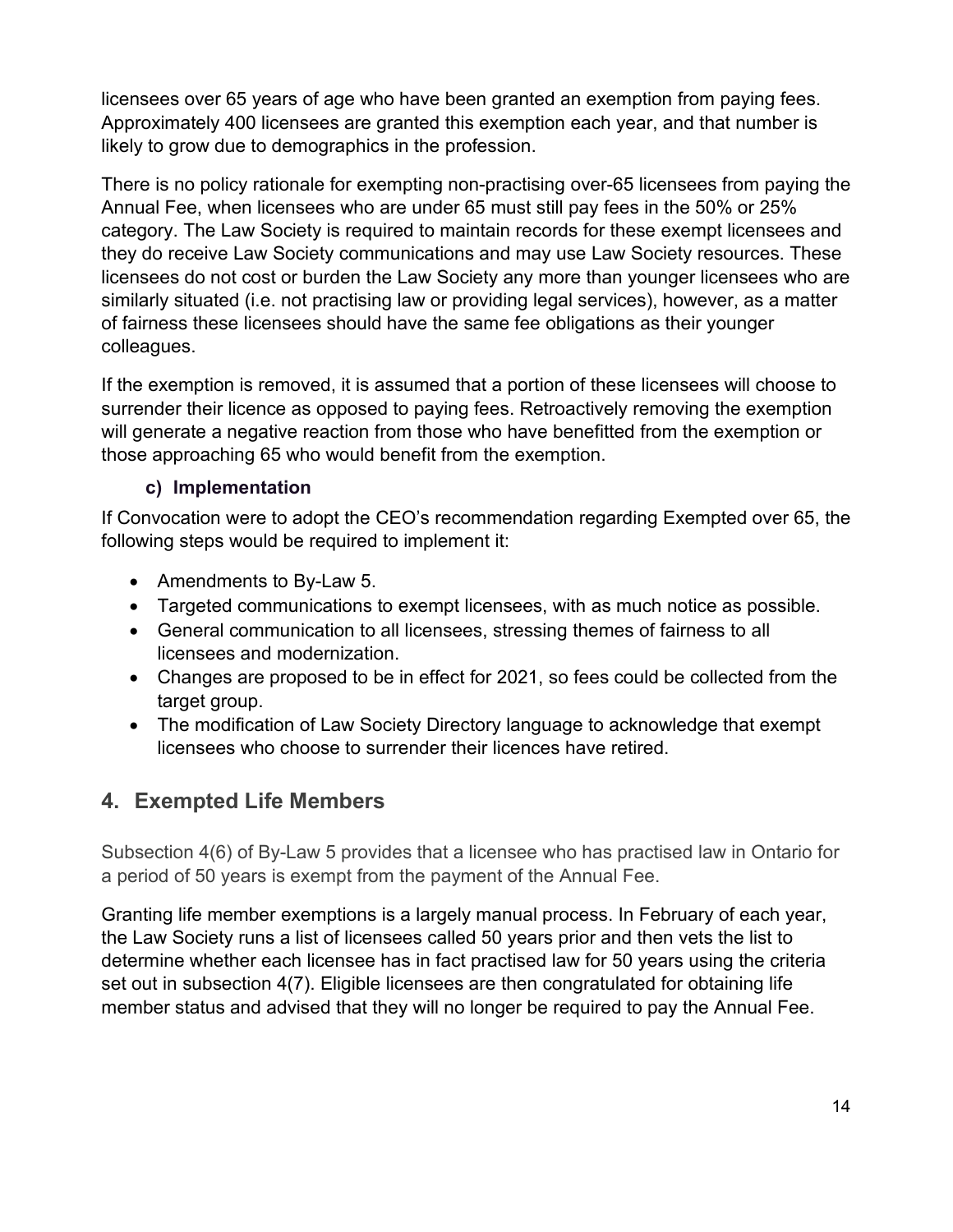licensees over 65 years of age who have been granted an exemption from paying fees. Approximately 400 licensees are granted this exemption each year, and that number is likely to grow due to demographics in the profession.

There is no policy rationale for exempting non-practising over-65 licensees from paying the Annual Fee, when licensees who are under 65 must still pay fees in the 50% or 25% category. The Law Society is required to maintain records for these exempt licensees and they do receive Law Society communications and may use Law Society resources. These licensees do not cost or burden the Law Society any more than younger licensees who are similarly situated (i.e. not practising law or providing legal services), however, as a matter of fairness these licensees should have the same fee obligations as their younger colleagues.

If the exemption is removed, it is assumed that a portion of these licensees will choose to surrender their licence as opposed to paying fees. Retroactively removing the exemption will generate a negative reaction from those who have benefitted from the exemption or those approaching 65 who would benefit from the exemption.

#### c) Implementation

If Convocation were to adopt the CEO's recommendation regarding Exempted over 65, the following steps would be required to implement it:

- Amendments to By-Law 5.
- Targeted communications to exempt licensees, with as much notice as possible.
- General communication to all licensees, stressing themes of fairness to all licensees and modernization.
- Changes are proposed to be in effect for 2021, so fees could be collected from the target group.
- The modification of Law Society Directory language to acknowledge that exempt licensees who choose to surrender their licences have retired.

## 4. Exempted Life Members

Subsection 4(6) of By-Law 5 provides that a licensee who has practised law in Ontario for a period of 50 years is exempt from the payment of the Annual Fee.

Granting life member exemptions is a largely manual process. In February of each year, the Law Society runs a list of licensees called 50 years prior and then vets the list to determine whether each licensee has in fact practised law for 50 years using the criteria set out in subsection 4(7). Eligible licensees are then congratulated for obtaining life member status and advised that they will no longer be required to pay the Annual Fee.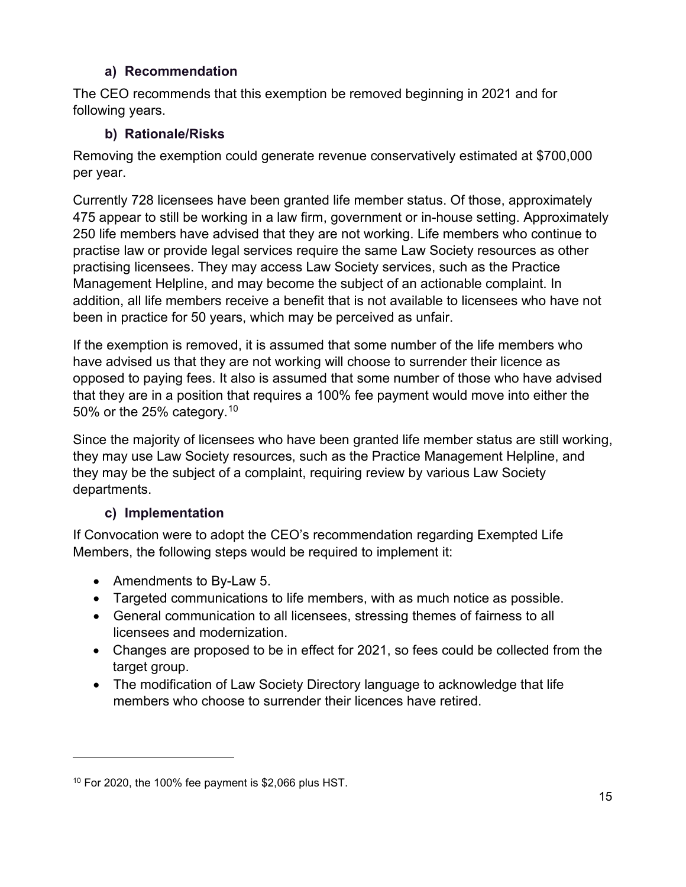#### a) Recommendation

The CEO recommends that this exemption be removed beginning in 2021 and for following years.

#### b) Rationale/Risks

Removing the exemption could generate revenue conservatively estimated at $700,000 per year.

Currently 728 licensees have been granted life member status. Of those, approximately 475 appear to still be working in a law firm, government or in-house setting. Approximately 250 life members have advised that they are not working. Life members who continue to practise law or provide legal services require the same Law Society resources as other practising licensees. They may access Law Society services, such as the Practice Management Helpline, and may become the subject of an actionable complaint. In addition, all life members receive a benefit that is not available to licensees who have not been in practice for 50 years, which may be perceived as unfair.

If the exemption is removed, it is assumed that some number of the life members who have advised us that they are not working will choose to surrender their licence as opposed to paying fees. It also is assumed that some number of those who have advised that they are in a position that requires a 100% fee payment would move into either the 50% or the 25% category.[10]

Since the majority of licensees who have been granted life member status are still working, they may use Law Society resources, such as the Practice Management Helpline, and they may be the subject of a complaint, requiring review by various Law Society departments.

#### c) Implementation

If Convocation were to adopt the CEO's recommendation regarding Exempted Life Members, the following steps would be required to implement it:

- Amendments to By-Law 5.
- Targeted communications to life members, with as much notice as possible.
- General communication to all licensees, stressing themes of fairness to all licensees and modernization.
- Changes are proposed to be in effect for 2021, so fees could be collected from the target group.
- The modification of Law Society Directory language to acknowledge that life members who choose to surrender their licences have retired.

---

[10] For 2020, the 100% fee payment is $2,066 plus HST.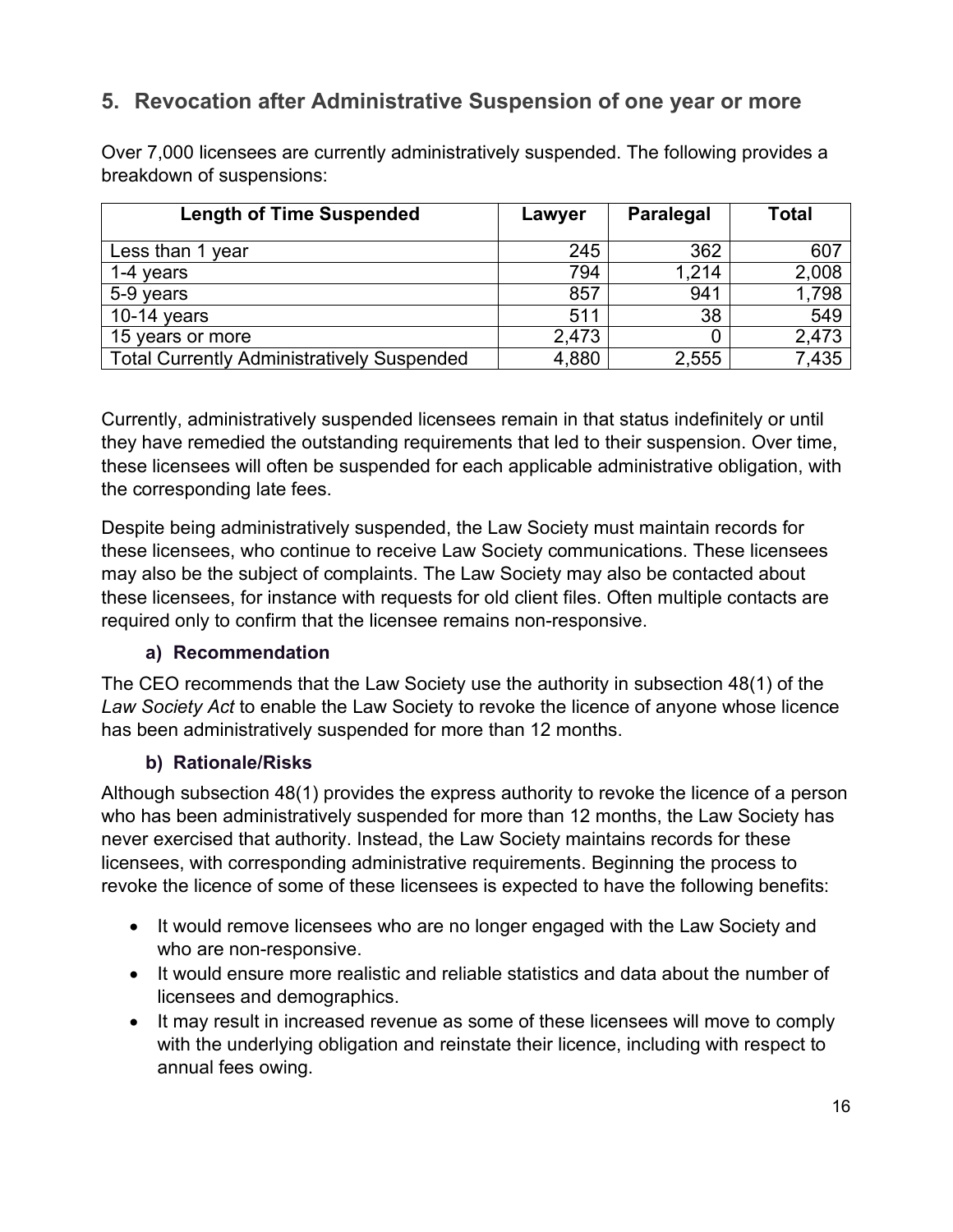## 5. Revocation after Administrative Suspension of one year or more

Over 7,000 licensees are currently administratively suspended. The following provides a breakdown of suspensions:

| Length of Time Suspended | Lawyer | Paralegal | Total |
|---|---|---|---|
| Less than 1 year | 245 | 362 | 607 |
| 1-4 years | 794 | 1,214 | 2,008 |
| 5-9 years | 857 | 941 | 1,798 |
| 10-14 years | 511 | 38 | 549 |
| 15 years or more | 2,473 | 0 | 2,473 |
| Total Currently Administratively Suspended | 4,880 | 2,555 | 7,435 |

Currently, administratively suspended licensees remain in that status indefinitely or until they have remedied the outstanding requirements that led to their suspension. Over time, these licensees will often be suspended for each applicable administrative obligation, with the corresponding late fees.

Despite being administratively suspended, the Law Society must maintain records for these licensees, who continue to receive Law Society communications. These licensees may also be the subject of complaints. The Law Society may also be contacted about these licensees, for instance with requests for old client files. Often multiple contacts are required only to confirm that the licensee remains non-responsive.

### a) Recommendation

The CEO recommends that the Law Society use the authority in subsection 48(1) of the *Law Society Act* to enable the Law Society to revoke the licence of anyone whose licence has been administratively suspended for more than 12 months.

### b) Rationale/Risks

Although subsection 48(1) provides the express authority to revoke the licence of a person who has been administratively suspended for more than 12 months, the Law Society has never exercised that authority. Instead, the Law Society maintains records for these licensees, with corresponding administrative requirements. Beginning the process to revoke the licence of some of these licensees is expected to have the following benefits:

- It would remove licensees who are no longer engaged with the Law Society and who are non-responsive.
- It would ensure more realistic and reliable statistics and data about the number of licensees and demographics.
- It may result in increased revenue as some of these licensees will move to comply with the underlying obligation and reinstate their licence, including with respect to annual fees owing.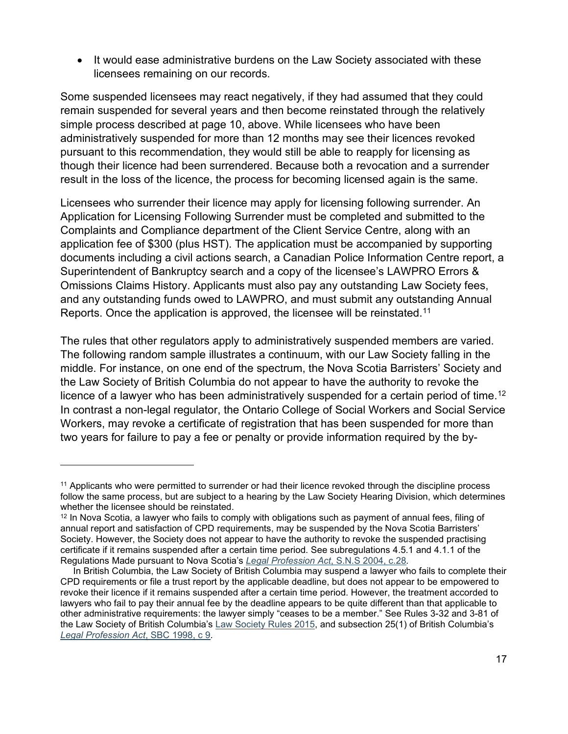- It would ease administrative burdens on the Law Society associated with these licensees remaining on our records.

Some suspended licensees may react negatively, if they had assumed that they could remain suspended for several years and then become reinstated through the relatively simple process described at page 10, above. While licensees who have been administratively suspended for more than 12 months may see their licences revoked pursuant to this recommendation, they would still be able to reapply for licensing as though their licence had been surrendered. Because both a revocation and a surrender result in the loss of the licence, the process for becoming licensed again is the same.

Licensees who surrender their licence may apply for licensing following surrender. An Application for Licensing Following Surrender must be completed and submitted to the Complaints and Compliance department of the Client Service Centre, along with an application fee of $300 (plus HST). The application must be accompanied by supporting documents including a civil actions search, a Canadian Police Information Centre report, a Superintendent of Bankruptcy search and a copy of the licensee's LAWPRO Errors & Omissions Claims History. Applicants must also pay any outstanding Law Society fees, and any outstanding funds owed to LAWPRO, and must submit any outstanding Annual Reports. Once the application is approved, the licensee will be reinstated.[11]

The rules that other regulators apply to administratively suspended members are varied. The following random sample illustrates a continuum, with our Law Society falling in the middle. For instance, on one end of the spectrum, the Nova Scotia Barristers' Society and the Law Society of British Columbia do not appear to have the authority to revoke the licence of a lawyer who has been administratively suspended for a certain period of time.[12] In contrast a non-legal regulator, the Ontario College of Social Workers and Social Service Workers, may revoke a certificate of registration that has been suspended for more than two years for failure to pay a fee or penalty or provide information required by the by-

---

[11] Applicants who were permitted to surrender or had their licence revoked through the discipline process follow the same process, but are subject to a hearing by the Law Society Hearing Division, which determines whether the licensee should be reinstated.

[12] In Nova Scotia, a lawyer who fails to comply with obligations such as payment of annual fees, filing of annual report and satisfaction of CPD requirements, may be suspended by the Nova Scotia Barristers' Society. However, the Society does not appear to have the authority to revoke the suspended practising certificate if it remains suspended after a certain time period. See subregulations 4.5.1 and 4.1.1 of the Regulations Made pursuant to Nova Scotia's *Legal Profession Act*, S.N.S 2004, c.28.

In British Columbia, the Law Society of British Columbia may suspend a lawyer who fails to complete their CPD requirements or file a trust report by the applicable deadline, but does not appear to be empowered to revoke their licence if it remains suspended after a certain time period. However, the treatment accorded to lawyers who fail to pay their annual fee by the deadline appears to be quite different than that applicable to other administrative requirements: the lawyer simply "ceases to be a member." See Rules 3-32 and 3-81 of the Law Society of British Columbia's Law Society Rules 2015, and subsection 25(1) of British Columbia's *Legal Profession Act*, SBC 1998, c 9.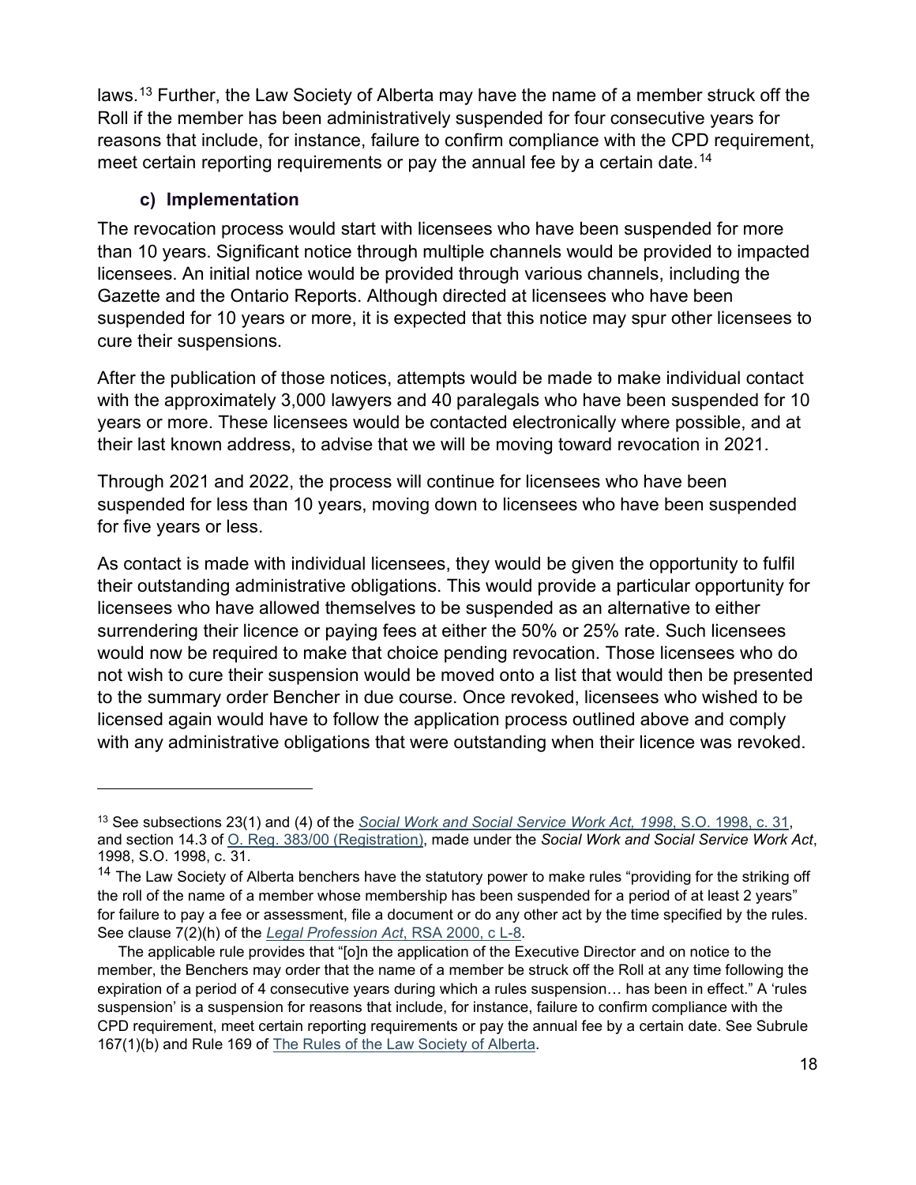laws.[13] Further, the Law Society of Alberta may have the name of a member struck off the Roll if the member has been administratively suspended for four consecutive years for reasons that include, for instance, failure to confirm compliance with the CPD requirement, meet certain reporting requirements or pay the annual fee by a certain date.[14]

### c) Implementation

The revocation process would start with licensees who have been suspended for more than 10 years. Significant notice through multiple channels would be provided to impacted licensees. An initial notice would be provided through various channels, including the Gazette and the Ontario Reports. Although directed at licensees who have been suspended for 10 years or more, it is expected that this notice may spur other licensees to cure their suspensions.

After the publication of those notices, attempts would be made to make individual contact with the approximately 3,000 lawyers and 40 paralegals who have been suspended for 10 years or more. These licensees would be contacted electronically where possible, and at their last known address, to advise that we will be moving toward revocation in 2021.

Through 2021 and 2022, the process will continue for licensees who have been suspended for less than 10 years, moving down to licensees who have been suspended for five years or less.

As contact is made with individual licensees, they would be given the opportunity to fulfil their outstanding administrative obligations. This would provide a particular opportunity for licensees who have allowed themselves to be suspended as an alternative to either surrendering their licence or paying fees at either the 50% or 25% rate. Such licensees would now be required to make that choice pending revocation. Those licensees who do not wish to cure their suspension would be moved onto a list that would then be presented to the summary order Bencher in due course. Once revoked, licensees who wished to be licensed again would have to follow the application process outlined above and comply with any administrative obligations that were outstanding when their licence was revoked.

---

[13] See subsections 23(1) and (4) of the *Social Work and Social Service Work Act, 1998*, S.O. 1998, c. 31, and section 14.3 of O. Reg. 383/00 (Registration), made under the *Social Work and Social Service Work Act*, 1998, S.O. 1998, c. 31.

[14] The Law Society of Alberta benchers have the statutory power to make rules "providing for the striking off the roll of the name of a member whose membership has been suspended for a period of at least 2 years" for failure to pay a fee or assessment, file a document or do any other act by the time specified by the rules. See clause 7(2)(h) of the *Legal Profession Act*, RSA 2000, c L-8.

The applicable rule provides that "[o]n the application of the Executive Director and on notice to the member, the Benchers may order that the name of a member be struck off the Roll at any time following the expiration of a period of 4 consecutive years during which a rules suspension… has been in effect." A 'rules suspension' is a suspension for reasons that include, for instance, failure to confirm compliance with the CPD requirement, meet certain reporting requirements or pay the annual fee by a certain date. See Subrule 167(1)(b) and Rule 169 of The Rules of the Law Society of Alberta.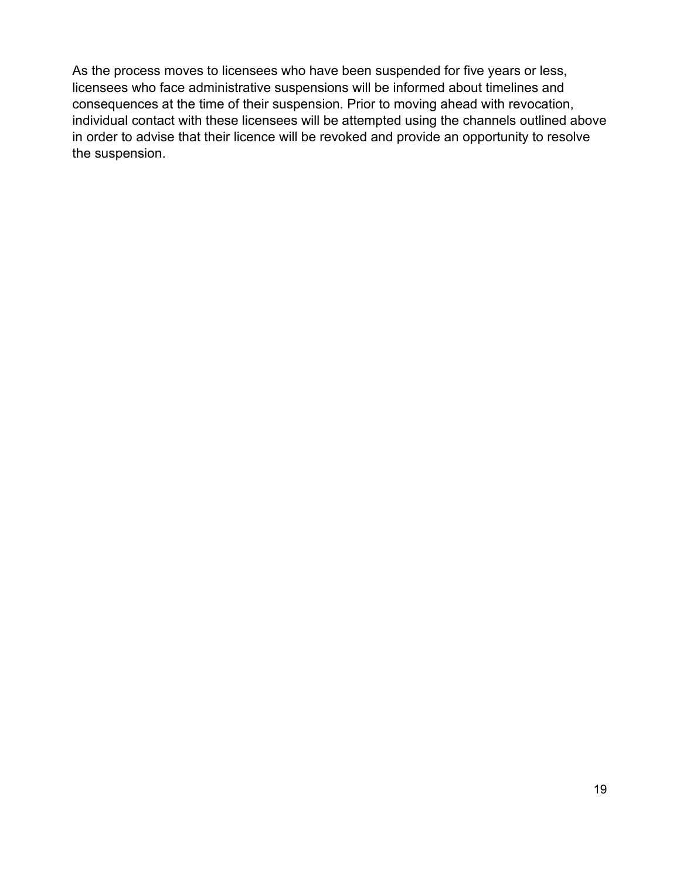As the process moves to licensees who have been suspended for five years or less, licensees who face administrative suspensions will be informed about timelines and consequences at the time of their suspension. Prior to moving ahead with revocation, individual contact with these licensees will be attempted using the channels outlined above in order to advise that their licence will be revoked and provide an opportunity to resolve the suspension.